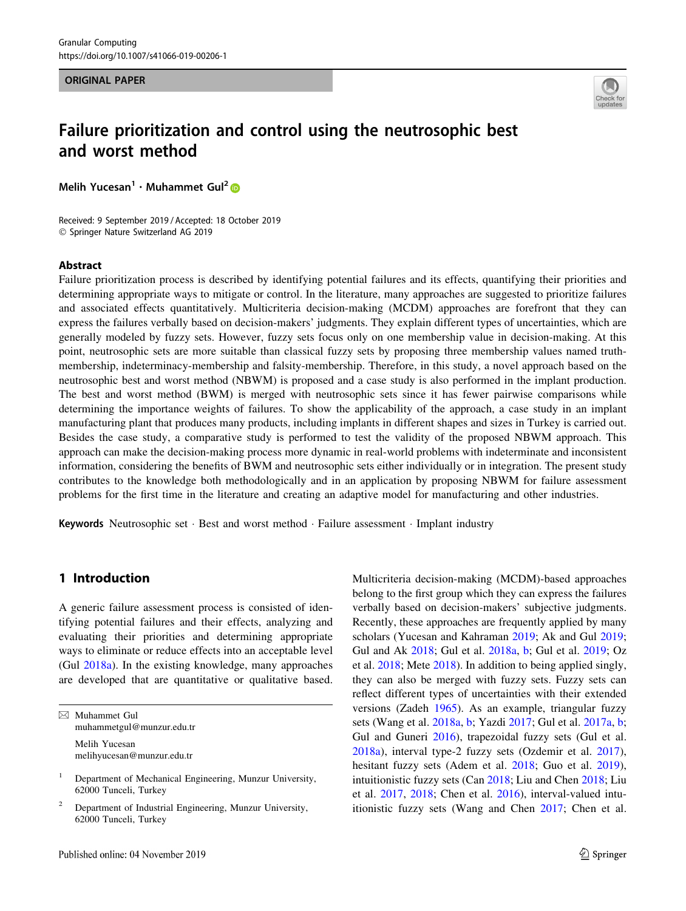ORIGINAL PAPER

# Failure prioritization and control using the neutrosophic best and worst method

**Melih Yucesan[1] · Muhammet Gul[2]**

Received: 9 September 2019 / Accepted: 18 October 2019
© Springer Nature Switzerland AG 2019

## Abstract

Failure prioritization process is described by identifying potential failures and its effects, quantifying their priorities and determining appropriate ways to mitigate or control. In the literature, many approaches are suggested to prioritize failures and associated effects quantitatively. Multicriteria decision-making (MCDM) approaches are forefront that they can express the failures verbally based on decision-makers' judgments. They explain different types of uncertainties, which are generally modeled by fuzzy sets. However, fuzzy sets focus only on one membership value in decision-making. At this point, neutrosophic sets are more suitable than classical fuzzy sets by proposing three membership values named truth-membership, indeterminacy-membership and falsity-membership. Therefore, in this study, a novel approach based on the neutrosophic best and worst method (NBWM) is proposed and a case study is also performed in the implant production. The best and worst method (BWM) is merged with neutrosophic sets since it has fewer pairwise comparisons while determining the importance weights of failures. To show the applicability of the approach, a case study in an implant manufacturing plant that produces many products, including implants in different shapes and sizes in Turkey is carried out. Besides the case study, a comparative study is performed to test the validity of the proposed NBWM approach. This approach can make the decision-making process more dynamic in real-world problems with indeterminate and inconsistent information, considering the benefits of BWM and neutrosophic sets either individually or in integration. The present study contributes to the knowledge both methodologically and in an application by proposing NBWM for failure assessment problems for the first time in the literature and creating an adaptive model for manufacturing and other industries.

**Keywords** Neutrosophic set · Best and worst method · Failure assessment · Implant industry

## 1 Introduction

A generic failure assessment process is consisted of identifying potential failures and their effects, analyzing and evaluating their priorities and determining appropriate ways to eliminate or reduce effects into an acceptable level (Gul 2018a). In the existing knowledge, many approaches are developed that are quantitative or qualitative based. Multicriteria decision-making (MCDM)-based approaches belong to the first group which they can express the failures verbally based on decision-makers' subjective judgments. Recently, these approaches are frequently applied by many scholars (Yucesan and Kahraman 2019; Ak and Gul 2019; Gul and Ak 2018; Gul et al. 2018a, b; Gul et al. 2019; Oz et al. 2018; Mete 2018). In addition to being applied singly, they can also be merged with fuzzy sets. Fuzzy sets can reflect different types of uncertainties with their extended versions (Zadeh 1965). As an example, triangular fuzzy sets (Wang et al. 2018a, b; Yazdi 2017; Gul et al. 2017a, b; Gul and Guneri 2016), trapezoidal fuzzy sets (Gul et al. 2018a), interval type-2 fuzzy sets (Ozdemir et al. 2017), hesitant fuzzy sets (Adem et al. 2018; Guo et al. 2019), intuitionistic fuzzy sets (Can 2018; Liu and Chen 2018; Liu et al. 2017, 2018; Chen et al. 2016), interval-valued intuitionistic fuzzy sets (Wang and Chen 2017; Chen et al.

---

✉ Muhammet Gul
muhammetgul@munzur.edu.tr

Melih Yucesan
melihyucesan@munzur.edu.tr

[1] Department of Mechanical Engineering, Munzur University, 62000 Tunceli, Turkey

[2] Department of Industrial Engineering, Munzur University, 62000 Tunceli, Turkey

Published online: 04 November 2019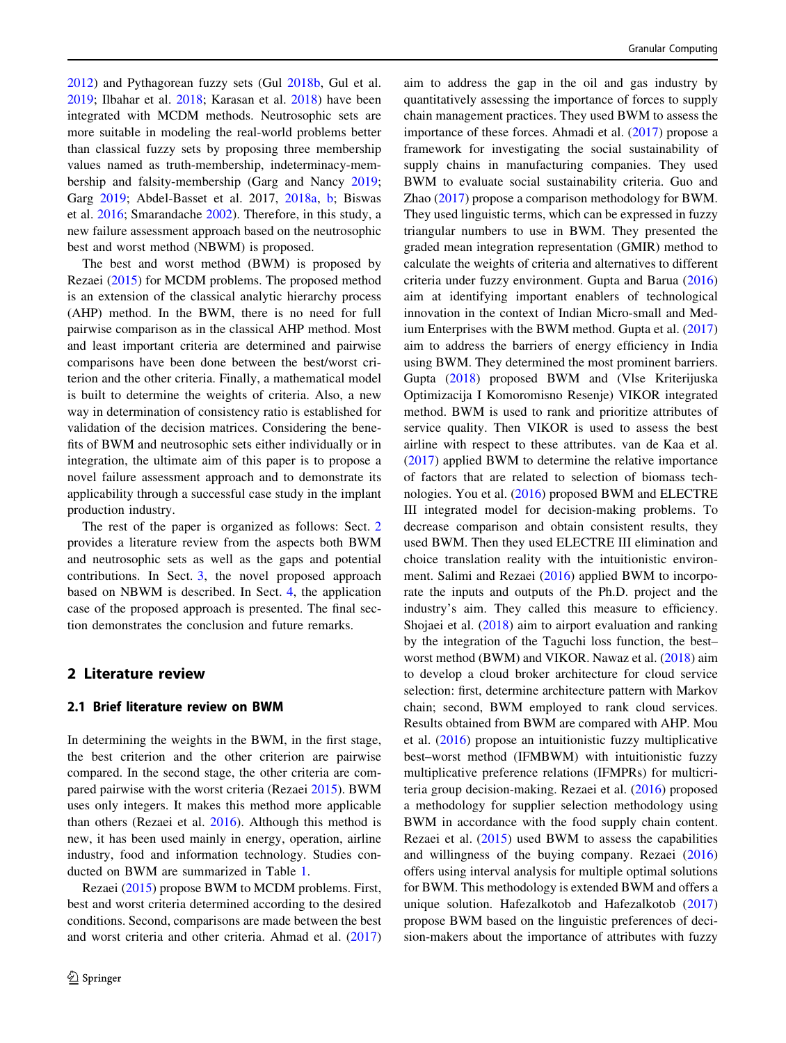2012) and Pythagorean fuzzy sets (Gul 2018b, Gul et al. 2019; Ilbahar et al. 2018; Karasan et al. 2018) have been integrated with MCDM methods. Neutrosophic sets are more suitable in modeling the real-world problems better than classical fuzzy sets by proposing three membership values named as truth-membership, indeterminacy-membership and falsity-membership (Garg and Nancy 2019; Garg 2019; Abdel-Basset et al. 2017, 2018a, b; Biswas et al. 2016; Smarandache 2002). Therefore, in this study, a new failure assessment approach based on the neutrosophic best and worst method (NBWM) is proposed.

The best and worst method (BWM) is proposed by Rezaei (2015) for MCDM problems. The proposed method is an extension of the classical analytic hierarchy process (AHP) method. In the BWM, there is no need for full pairwise comparison as in the classical AHP method. Most and least important criteria are determined and pairwise comparisons have been done between the best/worst criterion and the other criteria. Finally, a mathematical model is built to determine the weights of criteria. Also, a new way in determination of consistency ratio is established for validation of the decision matrices. Considering the benefits of BWM and neutrosophic sets either individually or in integration, the ultimate aim of this paper is to propose a novel failure assessment approach and to demonstrate its applicability through a successful case study in the implant production industry.

The rest of the paper is organized as follows: Sect. 2 provides a literature review from the aspects both BWM and neutrosophic sets as well as the gaps and potential contributions. In Sect. 3, the novel proposed approach based on NBWM is described. In Sect. 4, the application case of the proposed approach is presented. The final section demonstrates the conclusion and future remarks.

## 2 Literature review

### 2.1 Brief literature review on BWM

In determining the weights in the BWM, in the first stage, the best criterion and the other criterion are pairwise compared. In the second stage, the other criteria are compared pairwise with the worst criteria (Rezaei 2015). BWM uses only integers. It makes this method more applicable than others (Rezaei et al. 2016). Although this method is new, it has been used mainly in energy, operation, airline industry, food and information technology. Studies conducted on BWM are summarized in Table 1.

Rezaei (2015) propose BWM to MCDM problems. First, best and worst criteria determined according to the desired conditions. Second, comparisons are made between the best and worst criteria and other criteria. Ahmad et al. (2017) aim to address the gap in the oil and gas industry by quantitatively assessing the importance of forces to supply chain management practices. They used BWM to assess the importance of these forces. Ahmadi et al. (2017) propose a framework for investigating the social sustainability of supply chains in manufacturing companies. They used BWM to evaluate social sustainability criteria. Guo and Zhao (2017) propose a comparison methodology for BWM. They used linguistic terms, which can be expressed in fuzzy triangular numbers to use in BWM. They presented the graded mean integration representation (GMIR) method to calculate the weights of criteria and alternatives to different criteria under fuzzy environment. Gupta and Barua (2016) aim at identifying important enablers of technological innovation in the context of Indian Micro-small and Medium Enterprises with the BWM method. Gupta et al. (2017) aim to address the barriers of energy efficiency in India using BWM. They determined the most prominent barriers. Gupta (2018) proposed BWM and (Vlse Kriterijuska Optimizacija I Komoromisno Resenje) VIKOR integrated method. BWM is used to rank and prioritize attributes of service quality. Then VIKOR is used to assess the best airline with respect to these attributes. van de Kaa et al. (2017) applied BWM to determine the relative importance of factors that are related to selection of biomass technologies. You et al. (2016) proposed BWM and ELECTRE III integrated model for decision-making problems. To decrease comparison and obtain consistent results, they used BWM. Then they used ELECTRE III elimination and choice translation reality with the intuitionistic environment. Salimi and Rezaei (2016) applied BWM to incorporate the inputs and outputs of the Ph.D. project and the industry's aim. They called this measure to efficiency. Shojaei et al. (2018) aim to airport evaluation and ranking by the integration of the Taguchi loss function, the best–worst method (BWM) and VIKOR. Nawaz et al. (2018) aim to develop a cloud broker architecture for cloud service selection: first, determine architecture pattern with Markov chain; second, BWM employed to rank cloud services. Results obtained from BWM are compared with AHP. Mou et al. (2016) propose an intuitionistic fuzzy multiplicative best–worst method (IFMBWM) with intuitionistic fuzzy multiplicative preference relations (IFMPRs) for multicriteria group decision-making. Rezaei et al. (2016) proposed a methodology for supplier selection methodology using BWM in accordance with the food supply chain content. Rezaei et al. (2015) used BWM to assess the capabilities and willingness of the buying company. Rezaei (2016) offers using interval analysis for multiple optimal solutions for BWM. This methodology is extended BWM and offers a unique solution. Hafezalkotob and Hafezalkotob (2017) propose BWM based on the linguistic preferences of decision-makers about the importance of attributes with fuzzy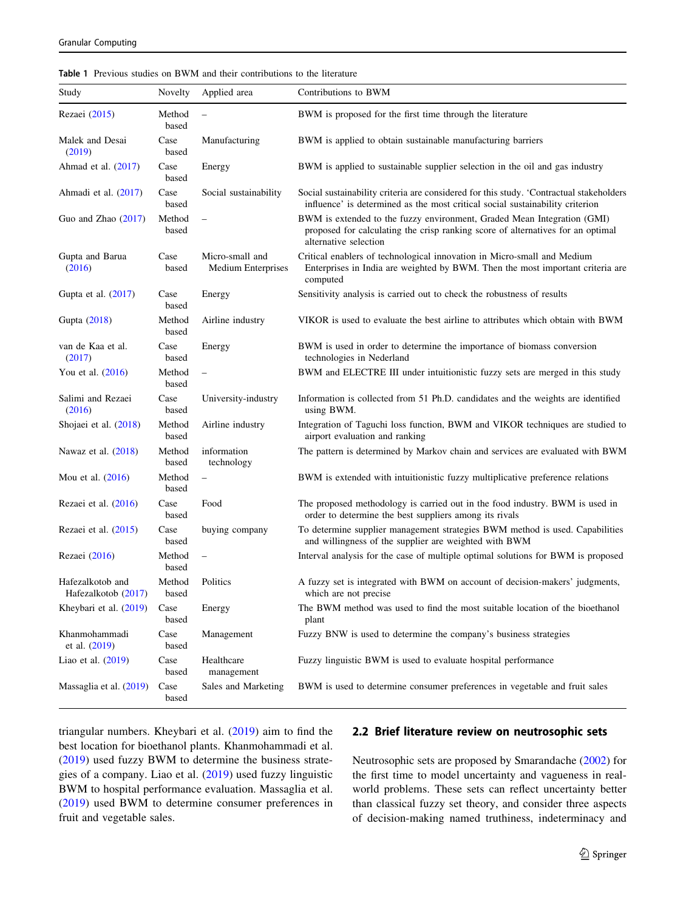**Table 1** Previous studies on BWM and their contributions to the literature

| Study | Novelty | Applied area | Contributions to BWM |
|---|---|---|---|
| Rezaei (2015) | Method based | – | BWM is proposed for the first time through the literature |
| Malek and Desai (2019) | Case based | Manufacturing | BWM is applied to obtain sustainable manufacturing barriers |
| Ahmad et al. (2017) | Case based | Energy | BWM is applied to sustainable supplier selection in the oil and gas industry |
| Ahmadi et al. (2017) | Case based | Social sustainability | Social sustainability criteria are considered for this study. 'Contractual stakeholders influence' is determined as the most critical social sustainability criterion |
| Guo and Zhao (2017) | Method based | – | BWM is extended to the fuzzy environment, Graded Mean Integration (GMI) proposed for calculating the crisp ranking score of alternatives for an optimal alternative selection |
| Gupta and Barua (2016) | Case based | Micro-small and Medium Enterprises | Critical enablers of technological innovation in Micro-small and Medium Enterprises in India are weighted by BWM. Then the most important criteria are computed |
| Gupta et al. (2017) | Case based | Energy | Sensitivity analysis is carried out to check the robustness of results |
| Gupta (2018) | Method based | Airline industry | VIKOR is used to evaluate the best airline to attributes which obtain with BWM |
| van de Kaa et al. (2017) | Case based | Energy | BWM is used in order to determine the importance of biomass conversion technologies in Nederland |
| You et al. (2016) | Method based | – | BWM and ELECTRE III under intuitionistic fuzzy sets are merged in this study |
| Salimi and Rezaei (2016) | Case based | University-industry | Information is collected from 51 Ph.D. candidates and the weights are identified using BWM. |
| Shojaei et al. (2018) | Method based | Airline industry | Integration of Taguchi loss function, BWM and VIKOR techniques are studied to airport evaluation and ranking |
| Nawaz et al. (2018) | Method based | information technology | The pattern is determined by Markov chain and services are evaluated with BWM |
| Mou et al. (2016) | Method based | – | BWM is extended with intuitionistic fuzzy multiplicative preference relations |
| Rezaei et al. (2016) | Case based | Food | The proposed methodology is carried out in the food industry. BWM is used in order to determine the best suppliers among its rivals |
| Rezaei et al. (2015) | Case based | buying company | To determine supplier management strategies BWM method is used. Capabilities and willingness of the supplier are weighted with BWM |
| Rezaei (2016) | Method based | – | Interval analysis for the case of multiple optimal solutions for BWM is proposed |
| Hafezalkotob and Hafezalkotob (2017) | Method based | Politics | A fuzzy set is integrated with BWM on account of decision-makers' judgments, which are not precise |
| Kheybari et al. (2019) | Case based | Energy | The BWM method was used to find the most suitable location of the bioethanol plant |
| Khanmohammadi et al. (2019) | Case based | Management | Fuzzy BNW is used to determine the company's business strategies |
| Liao et al. (2019) | Case based | Healthcare management | Fuzzy linguistic BWM is used to evaluate hospital performance |
| Massaglia et al. (2019) | Case based | Sales and Marketing | BWM is used to determine consumer preferences in vegetable and fruit sales |

triangular numbers. Kheybari et al. (2019) aim to find the best location for bioethanol plants. Khanmohammadi et al. (2019) used fuzzy BWM to determine the business strategies of a company. Liao et al. (2019) used fuzzy linguistic BWM to hospital performance evaluation. Massaglia et al. (2019) used BWM to determine consumer preferences in fruit and vegetable sales.

## 2.2 Brief literature review on neutrosophic sets

Neutrosophic sets are proposed by Smarandache (2002) for the first time to model uncertainty and vagueness in real-world problems. These sets can reflect uncertainty better than classical fuzzy set theory, and consider three aspects of decision-making named truthiness, indeterminacy and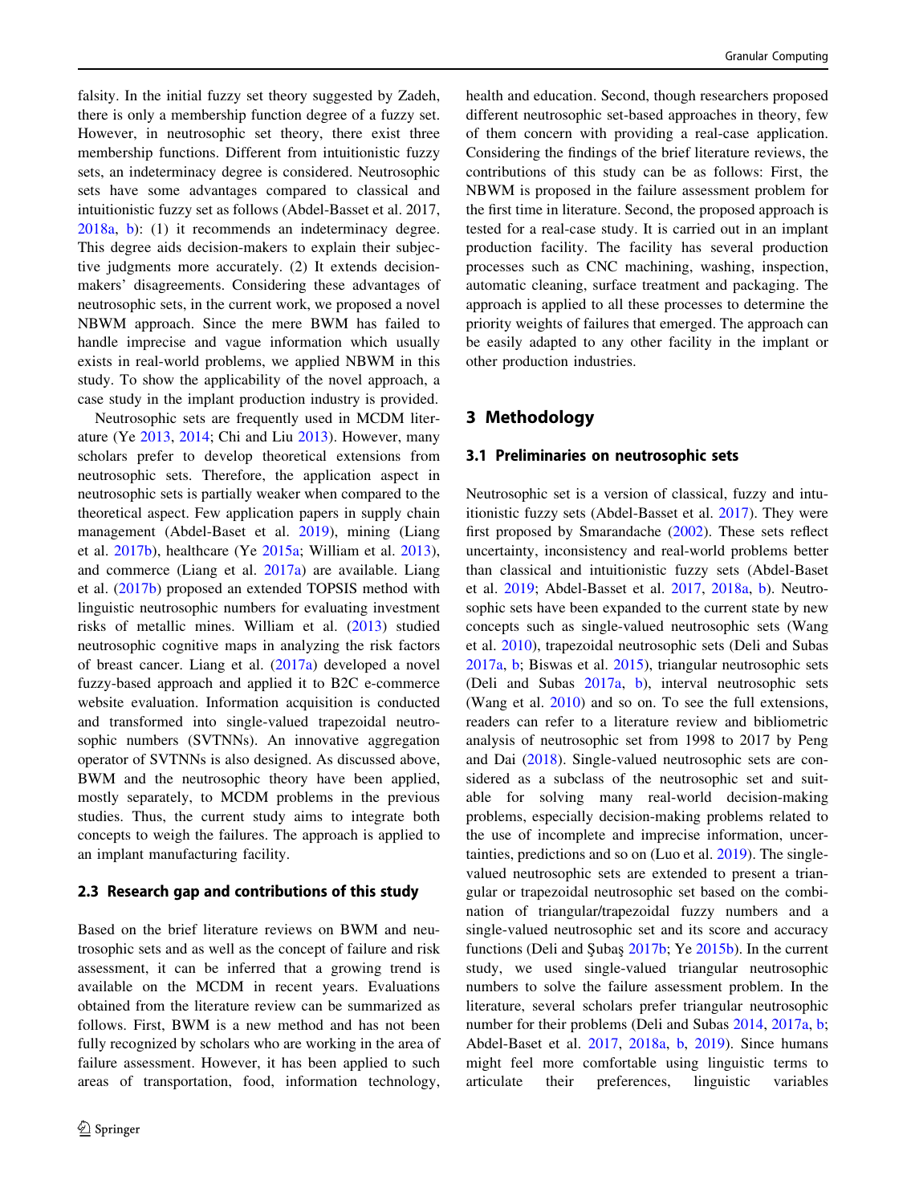falsity. In the initial fuzzy set theory suggested by Zadeh, there is only a membership function degree of a fuzzy set. However, in neutrosophic set theory, there exist three membership functions. Different from intuitionistic fuzzy sets, an indeterminacy degree is considered. Neutrosophic sets have some advantages compared to classical and intuitionistic fuzzy set as follows (Abdel-Basset et al. 2017, 2018a, b): (1) it recommends an indeterminacy degree. This degree aids decision-makers to explain their subjective judgments more accurately. (2) It extends decision-makers' disagreements. Considering these advantages of neutrosophic sets, in the current work, we proposed a novel NBWM approach. Since the mere BWM has failed to handle imprecise and vague information which usually exists in real-world problems, we applied NBWM in this study. To show the applicability of the novel approach, a case study in the implant production industry is provided.

Neutrosophic sets are frequently used in MCDM literature (Ye 2013, 2014; Chi and Liu 2013). However, many scholars prefer to develop theoretical extensions from neutrosophic sets. Therefore, the application aspect in neutrosophic sets is partially weaker when compared to the theoretical aspect. Few application papers in supply chain management (Abdel-Baset et al. 2019), mining (Liang et al. 2017b), healthcare (Ye 2015a; William et al. 2013), and commerce (Liang et al. 2017a) are available. Liang et al. (2017b) proposed an extended TOPSIS method with linguistic neutrosophic numbers for evaluating investment risks of metallic mines. William et al. (2013) studied neutrosophic cognitive maps in analyzing the risk factors of breast cancer. Liang et al. (2017a) developed a novel fuzzy-based approach and applied it to B2C e-commerce website evaluation. Information acquisition is conducted and transformed into single-valued trapezoidal neutrosophic numbers (SVTNNs). An innovative aggregation operator of SVTNNs is also designed. As discussed above, BWM and the neutrosophic theory have been applied, mostly separately, to MCDM problems in the previous studies. Thus, the current study aims to integrate both concepts to weigh the failures. The approach is applied to an implant manufacturing facility.

### 2.3 Research gap and contributions of this study

Based on the brief literature reviews on BWM and neutrosophic sets and as well as the concept of failure and risk assessment, it can be inferred that a growing trend is available on the MCDM in recent years. Evaluations obtained from the literature review can be summarized as follows. First, BWM is a new method and has not been fully recognized by scholars who are working in the area of failure assessment. However, it has been applied to such areas of transportation, food, information technology, health and education. Second, though researchers proposed different neutrosophic set-based approaches in theory, few of them concern with providing a real-case application. Considering the findings of the brief literature reviews, the contributions of this study can be as follows: First, the NBWM is proposed in the failure assessment problem for the first time in literature. Second, the proposed approach is tested for a real-case study. It is carried out in an implant production facility. The facility has several production processes such as CNC machining, washing, inspection, automatic cleaning, surface treatment and packaging. The approach is applied to all these processes to determine the priority weights of failures that emerged. The approach can be easily adapted to any other facility in the implant or other production industries.

## 3 Methodology

### 3.1 Preliminaries on neutrosophic sets

Neutrosophic set is a version of classical, fuzzy and intuitionistic fuzzy sets (Abdel-Basset et al. 2017). They were first proposed by Smarandache (2002). These sets reflect uncertainty, inconsistency and real-world problems better than classical and intuitionistic fuzzy sets (Abdel-Baset et al. 2019; Abdel-Basset et al. 2017, 2018a, b). Neutrosophic sets have been expanded to the current state by new concepts such as single-valued neutrosophic sets (Wang et al. 2010), trapezoidal neutrosophic sets (Deli and Subas 2017a, b; Biswas et al. 2015), triangular neutrosophic sets (Deli and Subas 2017a, b), interval neutrosophic sets (Wang et al. 2010) and so on. To see the full extensions, readers can refer to a literature review and bibliometric analysis of neutrosophic set from 1998 to 2017 by Peng and Dai (2018). Single-valued neutrosophic sets are considered as a subclass of the neutrosophic set and suitable for solving many real-world decision-making problems, especially decision-making problems related to the use of incomplete and imprecise information, uncertainties, predictions and so on (Luo et al. 2019). The single-valued neutrosophic sets are extended to present a triangular or trapezoidal neutrosophic set based on the combination of triangular/trapezoidal fuzzy numbers and a single-valued neutrosophic set and its score and accuracy functions (Deli and Şubaş 2017b; Ye 2015b). In the current study, we used single-valued triangular neutrosophic numbers to solve the failure assessment problem. In the literature, several scholars prefer triangular neutrosophic number for their problems (Deli and Subas 2014, 2017a, b; Abdel-Baset et al. 2017, 2018a, b, 2019). Since humans might feel more comfortable using linguistic terms to articulate their preferences, linguistic variables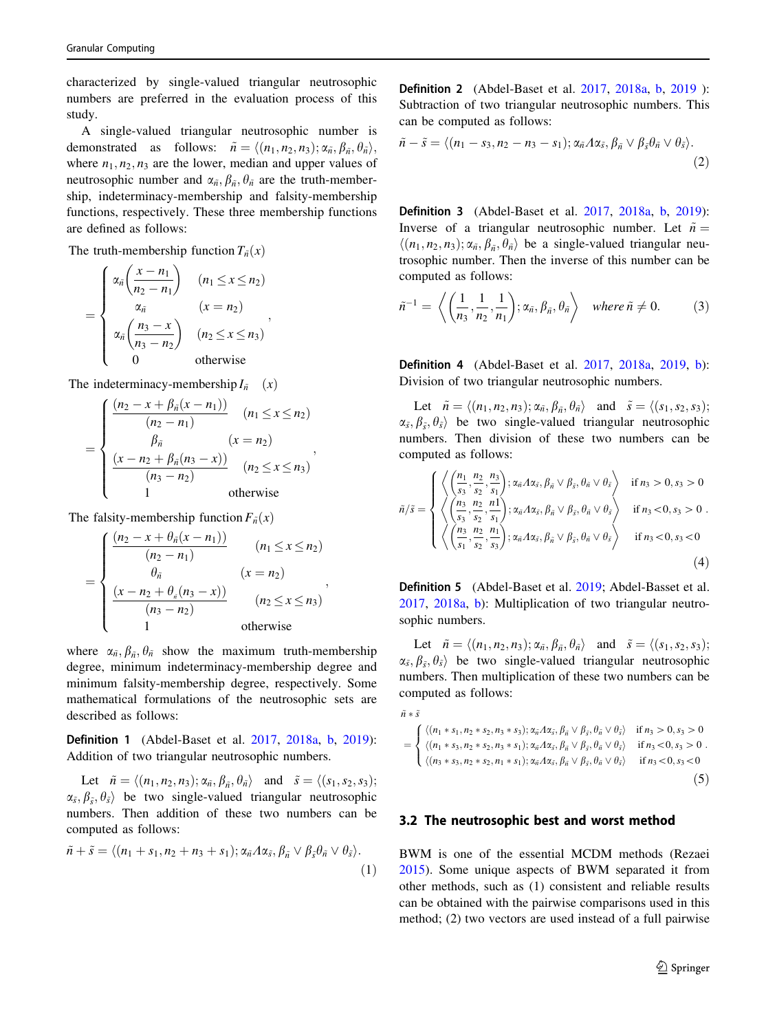characterized by single-valued triangular neutrosophic numbers are preferred in the evaluation process of this study.

A single-valued triangular neutrosophic number is demonstrated as follows: $\tilde{n} = \langle (n_1, n_2, n_3); \alpha_{\tilde{n}}, \beta_{\tilde{n}}, \theta_{\tilde{n}} \rangle$, where $n_1, n_2, n_3$ are the lower, median and upper values of neutrosophic number and $\alpha_{\tilde{n}}, \beta_{\tilde{n}}, \theta_{\tilde{n}}$ are the truth-membership, indeterminacy-membership and falsity-membership functions, respectively. These three membership functions are defined as follows:

The truth-membership function $T_{\tilde{n}}(x)$

$$= \begin{cases} \alpha_{\tilde{n}}\left(\dfrac{x-n_1}{n_2-n_1}\right) & (n_1 \le x \le n_2) \\ \alpha_{\tilde{n}} & (x = n_2) \\ \alpha_{\tilde{n}}\left(\dfrac{n_3-x}{n_3-n_2}\right) & (n_2 \le x \le n_3) \\ 0 & \text{otherwise} \end{cases},$$

The indeterminacy-membership $I_{\tilde{n}} \quad (x)$

$$= \begin{cases} \dfrac{(n_2 - x + \beta_{\tilde{n}}(x-n_1))}{(n_2-n_1)} & (n_1 \le x \le n_2) \\ \beta_{\tilde{n}} & (x = n_2) \\ \dfrac{(x - n_2 + \beta_{\tilde{n}}(n_3-x))}{(n_3-n_2)} & (n_2 \le x \le n_3) \\ 1 & \text{otherwise} \end{cases},$$

The falsity-membership function $F_{\tilde{n}}(x)$

$$= \begin{cases} \dfrac{(n_2 - x + \theta_{\tilde{n}}(x-n_1))}{(n_2-n_1)} & (n_1 \le x \le n_2) \\ \theta_{\tilde{n}} & (x = n_2) \\ \dfrac{(x - n_2 + \theta_{n}(n_3-x))}{(n_3-n_2)} & (n_2 \le x \le n_3) \\ 1 & \text{otherwise} \end{cases},$$

where $\alpha_{\tilde{n}}, \beta_{\tilde{n}}, \theta_{\tilde{n}}$ show the maximum truth-membership degree, minimum indeterminacy-membership degree and minimum falsity-membership degree, respectively. Some mathematical formulations of the neutrosophic sets are described as follows:

**Definition 1** (Abdel-Baset et al. 2017, 2018a, b, 2019): Addition of two triangular neutrosophic numbers.

Let $\tilde{n} = \langle (n_1, n_2, n_3); \alpha_{\tilde{n}}, \beta_{\tilde{n}}, \theta_{\tilde{n}} \rangle$ and $\tilde{s} = \langle (s_1, s_2, s_3); \alpha_{\tilde{s}}, \beta_{\tilde{s}}, \theta_{\tilde{s}} \rangle$ be two single-valued triangular neutrosophic numbers. Then addition of these two numbers can be computed as follows:

$$\tilde{n} + \tilde{s} = \langle (n_1 + s_1, n_2 + n_3 + s_1); \alpha_{\tilde{n}} \Lambda \alpha_{\tilde{s}}, \beta_{\tilde{n}} \vee \beta_{\tilde{s}} \theta_{\tilde{n}} \vee \theta_{\tilde{s}} \rangle. \tag{1}$$

**Definition 2** (Abdel-Baset et al. 2017, 2018a, b, 2019 ): Subtraction of two triangular neutrosophic numbers. This can be computed as follows:

$$\tilde{n} - \tilde{s} = \langle (n_1 - s_3, n_2 - n_3 - s_1); \alpha_{\tilde{n}} \Lambda \alpha_{\tilde{s}}, \beta_{\tilde{n}} \vee \beta_{\tilde{s}} \theta_{\tilde{n}} \vee \theta_{\tilde{s}} \rangle. \tag{2}$$

**Definition 3** (Abdel-Baset et al. 2017, 2018a, b, 2019): Inverse of a triangular neutrosophic number. Let $\tilde{n} = \langle (n_1, n_2, n_3); \alpha_{\tilde{n}}, \beta_{\tilde{n}}, \theta_{\tilde{n}} \rangle$ be a single-valued triangular neutrosophic number. Then the inverse of this number can be computed as follows:

$$\tilde{n}^{-1} = \left\langle \left(\frac{1}{n_3}, \frac{1}{n_2}, \frac{1}{n_1}\right); \alpha_{\tilde{n}}, \beta_{\tilde{n}}, \theta_{\tilde{n}} \right\rangle \quad where\, \tilde{n} \neq 0. \tag{3}$$

**Definition 4** (Abdel-Baset et al. 2017, 2018a, 2019, b): Division of two triangular neutrosophic numbers.

Let $\tilde{n} = \langle (n_1, n_2, n_3); \alpha_{\tilde{n}}, \beta_{\tilde{n}}, \theta_{\tilde{n}} \rangle$ and $\tilde{s} = \langle (s_1, s_2, s_3); \alpha_{\tilde{s}}, \beta_{\tilde{s}}, \theta_{\tilde{s}} \rangle$ be two single-valued triangular neutrosophic numbers. Then division of these two numbers can be computed as follows:

$$\tilde{n}/\tilde{s} = \begin{cases} \left\langle \left(\dfrac{n_1}{s_3}, \dfrac{n_2}{s_2}, \dfrac{n_3}{s_1}\right); \alpha_{\tilde{n}} \Lambda \alpha_{\tilde{s}}, \beta_{\tilde{n}} \vee \beta_{\tilde{s}}, \theta_{\tilde{n}} \vee \theta_{\tilde{s}} \right\rangle & \text{if } n_3 > 0, s_3 > 0 \\ \left\langle \left(\dfrac{n_3}{s_3}, \dfrac{n_2}{s_2}, \dfrac{n1}{s_1}\right); \alpha_{\tilde{n}} \Lambda \alpha_{\tilde{s}}, \beta_{\tilde{n}} \vee \beta_{\tilde{s}}, \theta_{\tilde{n}} \vee \theta_{\tilde{s}} \right\rangle & \text{if } n_3 < 0, s_3 > 0 \\ \left\langle \left(\dfrac{n_3}{s_1}, \dfrac{n_2}{s_2}, \dfrac{n_1}{s_3}\right); \alpha_{\tilde{n}} \Lambda \alpha_{\tilde{s}}, \beta_{\tilde{n}} \vee \beta_{\tilde{s}}, \theta_{\tilde{n}} \vee \theta_{\tilde{s}} \right\rangle & \text{if } n_3 < 0, s_3 < 0 \end{cases}. \tag{4}$$

**Definition 5** (Abdel-Baset et al. 2019; Abdel-Basset et al. 2017, 2018a, b): Multiplication of two triangular neutrosophic numbers.

Let $\tilde{n} = \langle (n_1, n_2, n_3); \alpha_{\tilde{n}}, \beta_{\tilde{n}}, \theta_{\tilde{n}} \rangle$ and $\tilde{s} = \langle (s_1, s_2, s_3); \alpha_{\tilde{s}}, \beta_{\tilde{s}}, \theta_{\tilde{s}} \rangle$ be two single-valued triangular neutrosophic numbers. Then multiplication of these two numbers can be computed as follows:

$$\tilde{n} * \tilde{s} = \begin{cases} \langle (n_1 * s_1, n_2 * s_2, n_3 * s_3); \alpha_{\tilde{n}} \Lambda \alpha_{\tilde{s}}, \beta_{\tilde{n}} \vee \beta_{\tilde{s}}, \theta_{\tilde{n}} \vee \theta_{\tilde{s}} \rangle & \text{if } n_3 > 0, s_3 > 0 \\ \langle (n_1 * s_3, n_2 * s_2, n_3 * s_1); \alpha_{\tilde{n}} \Lambda \alpha_{\tilde{s}}, \beta_{\tilde{n}} \vee \beta_{\tilde{s}}, \theta_{\tilde{n}} \vee \theta_{\tilde{s}} \rangle & \text{if } n_3 < 0, s_3 > 0 \\ \langle (n_3 * s_3, n_2 * s_2, n_1 * s_1); \alpha_{\tilde{n}} \Lambda \alpha_{\tilde{s}}, \beta_{\tilde{n}} \vee \beta_{\tilde{s}}, \theta_{\tilde{n}} \vee \theta_{\tilde{s}} \rangle & \text{if } n_3 < 0, s_3 < 0 \end{cases}. \tag{5}$$

### 3.2 The neutrosophic best and worst method

BWM is one of the essential MCDM methods (Rezaei 2015). Some unique aspects of BWM separated it from other methods, such as (1) consistent and reliable results can be obtained with the pairwise comparisons used in this method; (2) two vectors are used instead of a full pairwise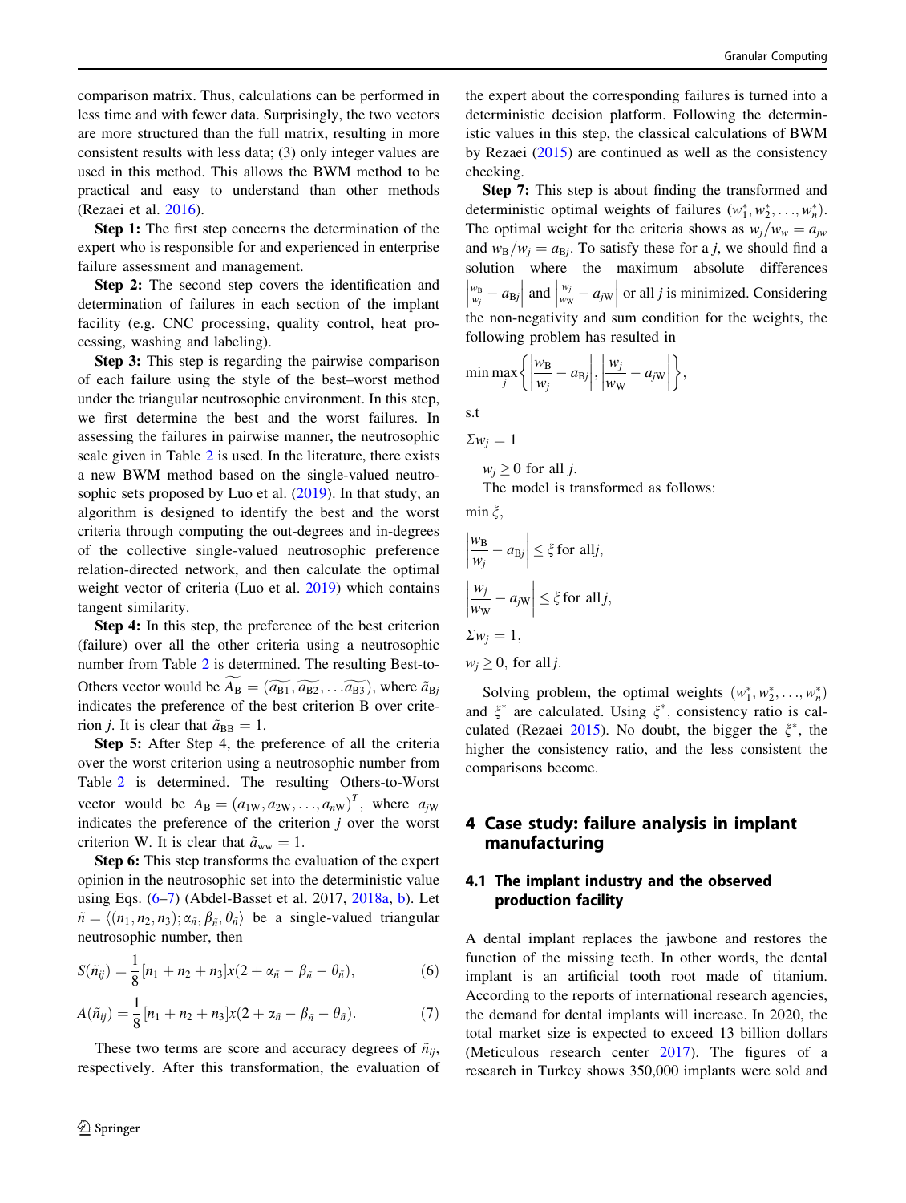comparison matrix. Thus, calculations can be performed in less time and with fewer data. Surprisingly, the two vectors are more structured than the full matrix, resulting in more consistent results with less data; (3) only integer values are used in this method. This allows the BWM method to be practical and easy to understand than other methods (Rezaei et al. 2016).

**Step 1:** The first step concerns the determination of the expert who is responsible for and experienced in enterprise failure assessment and management.

**Step 2:** The second step covers the identification and determination of failures in each section of the implant facility (e.g. CNC processing, quality control, heat processing, washing and labeling).

**Step 3:** This step is regarding the pairwise comparison of each failure using the style of the best–worst method under the triangular neutrosophic environment. In this step, we first determine the best and the worst failures. In assessing the failures in pairwise manner, the neutrosophic scale given in Table 2 is used. In the literature, there exists a new BWM method based on the single-valued neutrosophic sets proposed by Luo et al. (2019). In that study, an algorithm is designed to identify the best and the worst criteria through computing the out-degrees and in-degrees of the collective single-valued neutrosophic preference relation-directed network, and then calculate the optimal weight vector of criteria (Luo et al. 2019) which contains tangent similarity.

**Step 4:** In this step, the preference of the best criterion (failure) over all the other criteria using a neutrosophic number from Table 2 is determined. The resulting Best-to-Others vector would be $\widetilde{A_{\mathrm{B}}} = (\widetilde{a_{\mathrm{B}1}}, \widetilde{a_{\mathrm{B}2}}, \ldots \widetilde{a_{\mathrm{B}3}})$, where $\tilde{a}_{\mathrm{B}j}$ indicates the preference of the best criterion B over criterion $j$. It is clear that $\tilde{a}_{\mathrm{BB}} = 1$.

**Step 5:** After Step 4, the preference of all the criteria over the worst criterion using a neutrosophic number from Table 2 is determined. The resulting Others-to-Worst vector would be $A_{\mathrm{B}} = (a_{1\mathrm{W}}, a_{2\mathrm{W}}, \ldots, a_{n\mathrm{W}})^T$, where $a_{j\mathrm{W}}$ indicates the preference of the criterion $j$ over the worst criterion W. It is clear that $\tilde{a}_{\mathrm{ww}} = 1$.

**Step 6:** This step transforms the evaluation of the expert opinion in the neutrosophic set into the deterministic value using Eqs. (6–7) (Abdel-Basset et al. 2017, 2018a, b). Let $\tilde{n} = \langle (n_1, n_2, n_3); \alpha_{\tilde{n}}, \beta_{\tilde{n}}, \theta_{\tilde{n}} \rangle$ be a single-valued triangular neutrosophic number, then

$$S(\tilde{n}_{ij}) = \frac{1}{8}[n_1 + n_2 + n_3]x(2 + \alpha_{\tilde{n}} - \beta_{\tilde{n}} - \theta_{\tilde{n}}), \tag{6}$$

$$A(\tilde{n}_{ij}) = \frac{1}{8}[n_1 + n_2 + n_3]x(2 + \alpha_{\tilde{n}} - \beta_{\tilde{n}} - \theta_{\tilde{n}}). \tag{7}$$

These two terms are score and accuracy degrees of $\tilde{n}_{ij}$, respectively. After this transformation, the evaluation of the expert about the corresponding failures is turned into a deterministic decision platform. Following the deterministic values in this step, the classical calculations of BWM by Rezaei (2015) are continued as well as the consistency checking.

**Step 7:** This step is about finding the transformed and deterministic optimal weights of failures $(w_1^*, w_2^*, \ldots, w_n^*)$. The optimal weight for the criteria shows as $w_j/w_w = a_{jw}$ and $w_{\mathrm{B}}/w_j = a_{\mathrm{B}j}$. To satisfy these for a $j$, we should find a solution where the maximum absolute differences $\left|\frac{w_{\mathrm{B}}}{w_j} - a_{\mathrm{B}j}\right|$ and $\left|\frac{w_j}{w_{\mathrm{W}}} - a_{j\mathrm{W}}\right|$ or all $j$ is minimized. Considering the non-negativity and sum condition for the weights, the following problem has resulted in

$$\min \max_j \left\{ \left|\frac{w_{\mathrm{B}}}{w_j} - a_{\mathrm{B}j}\right|, \left|\frac{w_j}{w_{\mathrm{W}}} - a_{j\mathrm{W}}\right| \right\},$$

s.t

$$\Sigma w_j = 1$$

$w_j \geq 0$ for all $j$.

The model is transformed as follows:

$$\min \xi,$$

$$\left|\frac{w_{\mathrm{B}}}{w_j} - a_{\mathrm{B}j}\right| \leq \xi \text{ for all} j,$$

$$\left|\frac{w_j}{w_{\mathrm{W}}} - a_{j\mathrm{W}}\right| \leq \xi \text{ for all } j,$$

$$\Sigma w_j = 1,$$

$$w_j \geq 0, \text{ for all} j.$$

Solving problem, the optimal weights $(w_1^*, w_2^*, \ldots, w_n^*)$ and $\xi^*$ are calculated. Using $\xi^*$, consistency ratio is calculated (Rezaei 2015). No doubt, the bigger the $\xi^*$, the higher the consistency ratio, and the less consistent the comparisons become.

## 4 Case study: failure analysis in implant manufacturing

### 4.1 The implant industry and the observed production facility

A dental implant replaces the jawbone and restores the function of the missing teeth. In other words, the dental implant is an artificial tooth root made of titanium. According to the reports of international research agencies, the demand for dental implants will increase. In 2020, the total market size is expected to exceed 13 billion dollars (Meticulous research center 2017). The figures of a research in Turkey shows 350,000 implants were sold and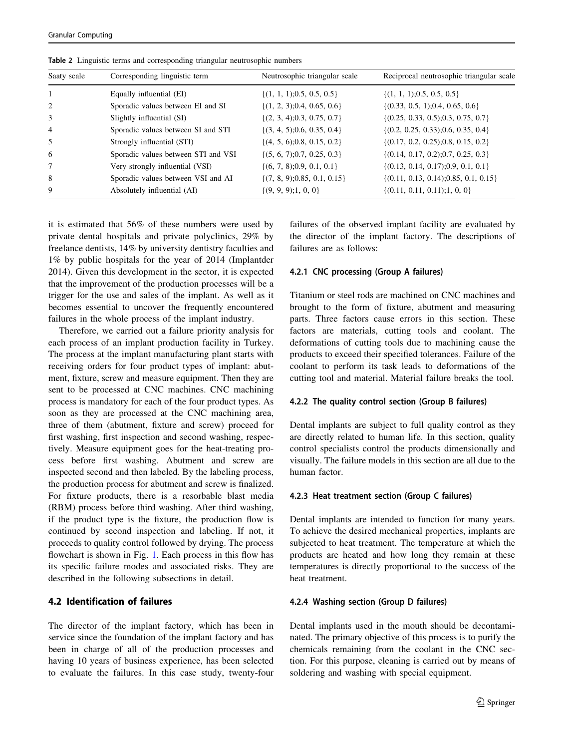Table 2 Linguistic terms and corresponding triangular neutrosophic numbers

| Saaty scale | Corresponding linguistic term | Neutrosophic triangular scale | Reciprocal neutrosophic triangular scale |
|---|---|---|---|
| 1 | Equally influential (EI) | {(1, 1, 1);0.5, 0.5, 0.5} | {(1, 1, 1);0.5, 0.5, 0.5} |
| 2 | Sporadic values between EI and SI | {(1, 2, 3);0.4, 0.65, 0.6} | {(0.33, 0.5, 1);0.4, 0.65, 0.6} |
| 3 | Slightly influential (SI) | {(2, 3, 4);0.3, 0.75, 0.7} | {(0.25, 0.33, 0.5);0.3, 0.75, 0.7} |
| 4 | Sporadic values between SI and STI | {(3, 4, 5);0.6, 0.35, 0.4} | {(0.2, 0.25, 0.33);0.6, 0.35, 0.4} |
| 5 | Strongly influential (STI) | {(4, 5, 6);0.8, 0.15, 0.2} | {(0.17, 0.2, 0.25);0.8, 0.15, 0.2} |
| 6 | Sporadic values between STI and VSI | {(5, 6, 7);0.7, 0.25, 0.3} | {(0.14, 0.17, 0.2);0.7, 0.25, 0.3} |
| 7 | Very strongly influential (VSI) | {(6, 7, 8);0.9, 0.1, 0.1} | {(0.13, 0.14, 0.17);0.9, 0.1, 0.1} |
| 8 | Sporadic values between VSI and AI | {(7, 8, 9);0.85, 0.1, 0.15} | {(0.11, 0.13, 0.14);0.85, 0.1, 0.15} |
| 9 | Absolutely influential (AI) | {(9, 9, 9);1, 0, 0} | {(0.11, 0.11, 0.11);1, 0, 0} |

it is estimated that 56% of these numbers were used by private dental hospitals and private polyclinics, 29% by freelance dentists, 14% by university dentistry faculties and 1% by public hospitals for the year of 2014 (Implantder 2014). Given this development in the sector, it is expected that the improvement of the production processes will be a trigger for the use and sales of the implant. As well as it becomes essential to uncover the frequently encountered failures in the whole process of the implant industry.

Therefore, we carried out a failure priority analysis for each process of an implant production facility in Turkey. The process at the implant manufacturing plant starts with receiving orders for four product types of implant: abutment, fixture, screw and measure equipment. Then they are sent to be processed at CNC machines. CNC machining process is mandatory for each of the four product types. As soon as they are processed at the CNC machining area, three of them (abutment, fixture and screw) proceed for first washing, first inspection and second washing, respectively. Measure equipment goes for the heat-treating process before first washing. Abutment and screw are inspected second and then labeled. By the labeling process, the production process for abutment and screw is finalized. For fixture products, there is a resorbable blast media (RBM) process before third washing. After third washing, if the product type is the fixture, the production flow is continued by second inspection and labeling. If not, it proceeds to quality control followed by drying. The process flowchart is shown in Fig. 1. Each process in this flow has its specific failure modes and associated risks. They are described in the following subsections in detail.

## 4.2 Identification of failures

The director of the implant factory, which has been in service since the foundation of the implant factory and has been in charge of all of the production processes and having 10 years of business experience, has been selected to evaluate the failures. In this case study, twenty-four failures of the observed implant facility are evaluated by the director of the implant factory. The descriptions of failures are as follows:

### 4.2.1 CNC processing (Group A failures)

Titanium or steel rods are machined on CNC machines and brought to the form of fixture, abutment and measuring parts. Three factors cause errors in this section. These factors are materials, cutting tools and coolant. The deformations of cutting tools due to machining cause the products to exceed their specified tolerances. Failure of the coolant to perform its task leads to deformations of the cutting tool and material. Material failure breaks the tool.

### 4.2.2 The quality control section (Group B failures)

Dental implants are subject to full quality control as they are directly related to human life. In this section, quality control specialists control the products dimensionally and visually. The failure models in this section are all due to the human factor.

### 4.2.3 Heat treatment section (Group C failures)

Dental implants are intended to function for many years. To achieve the desired mechanical properties, implants are subjected to heat treatment. The temperature at which the products are heated and how long they remain at these temperatures is directly proportional to the success of the heat treatment.

### 4.2.4 Washing section (Group D failures)

Dental implants used in the mouth should be decontaminated. The primary objective of this process is to purify the chemicals remaining from the coolant in the CNC section. For this purpose, cleaning is carried out by means of soldering and washing with special equipment.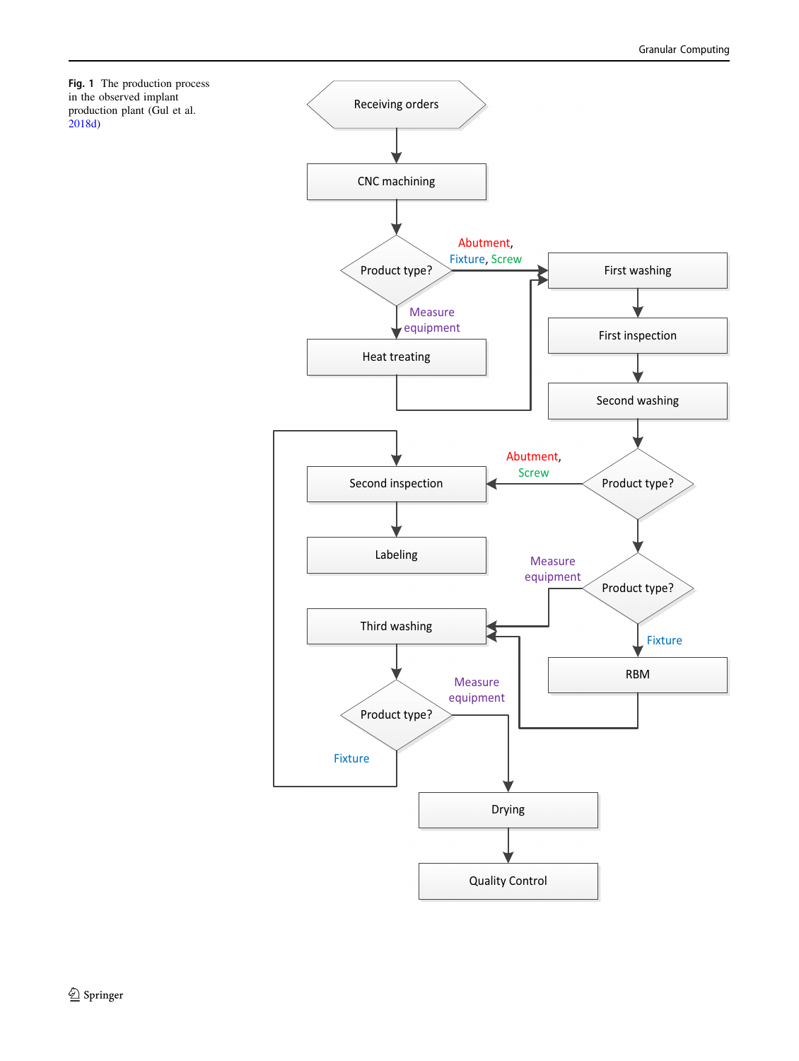**Fig. 1** The production process in the observed implant production plant (Gul et al. 2018d)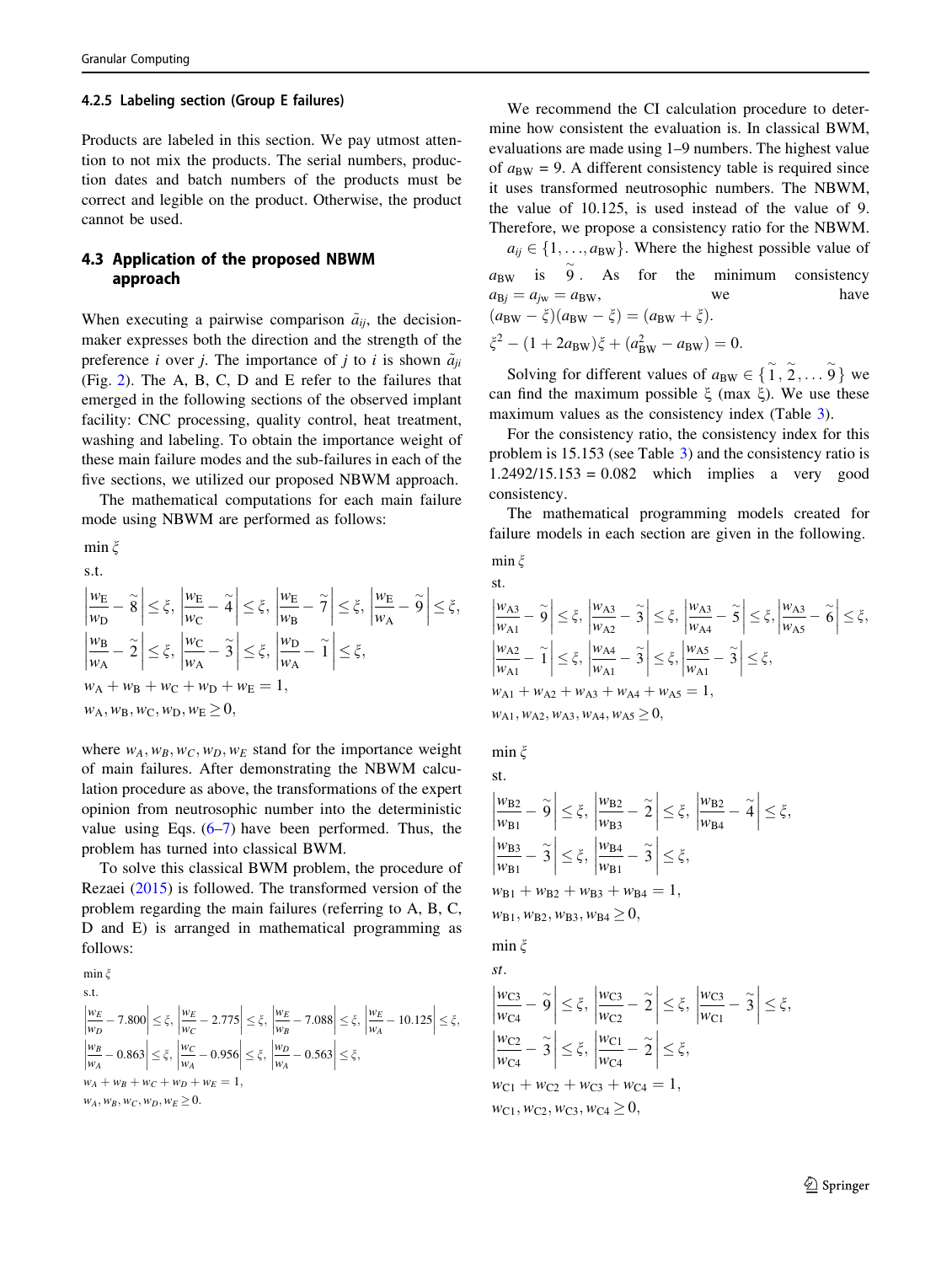#### 4.2.5 Labeling section (Group E failures)

Products are labeled in this section. We pay utmost attention to not mix the products. The serial numbers, production dates and batch numbers of the products must be correct and legible on the product. Otherwise, the product cannot be used.

### 4.3 Application of the proposed NBWM approach

When executing a pairwise comparison $\tilde{a}_{ij}$, the decision-maker expresses both the direction and the strength of the preference $i$ over $j$. The importance of $j$ to $i$ is shown $\tilde{a}_{ji}$ (Fig. 2). The A, B, C, D and E refer to the failures that emerged in the following sections of the observed implant facility: CNC processing, quality control, heat treatment, washing and labeling. To obtain the importance weight of these main failure modes and the sub-failures in each of the five sections, we utilized our proposed NBWM approach.

The mathematical computations for each main failure mode using NBWM are performed as follows:

$$
\begin{aligned}
&\min \xi \\
&\text{s.t.} \\
&\left|\frac{w_E}{w_D}-\tilde{8}\right| \le \xi,\ \left|\frac{w_E}{w_C}-\tilde{4}\right| \le \xi,\ \left|\frac{w_E}{w_B}-\tilde{7}\right| \le \xi,\ \left|\frac{w_E}{w_A}-\tilde{9}\right| \le \xi, \\
&\left|\frac{w_B}{w_A}-\tilde{2}\right| \le \xi,\ \left|\frac{w_C}{w_A}-\tilde{3}\right| \le \xi,\ \left|\frac{w_D}{w_A}-\tilde{1}\right| \le \xi, \\
&w_A+w_B+w_C+w_D+w_E=1, \\
&w_A,w_B,w_C,w_D,w_E \ge 0,
\end{aligned}
$$

where $w_A, w_B, w_C, w_D, w_E$ stand for the importance weight of main failures. After demonstrating the NBWM calculation procedure as above, the transformations of the expert opinion from neutrosophic number into the deterministic value using Eqs. (6–7) have been performed. Thus, the problem has turned into classical BWM.

To solve this classical BWM problem, the procedure of Rezaei (2015) is followed. The transformed version of the problem regarding the main failures (referring to A, B, C, D and E) is arranged in mathematical programming as follows:

$$
\begin{aligned}
&\min \xi \\
&\text{s.t.} \\
&\left|\frac{w_E}{w_D}-7.800\right| \le \xi,\ \left|\frac{w_E}{w_C}-2.775\right| \le \xi,\ \left|\frac{w_E}{w_B}-7.088\right| \le \xi,\ \left|\frac{w_E}{w_A}-10.125\right| \le \xi, \\
&\left|\frac{w_B}{w_A}-0.863\right| \le \xi,\ \left|\frac{w_C}{w_A}-0.956\right| \le \xi,\ \left|\frac{w_D}{w_A}-0.563\right| \le \xi, \\
&w_A+w_B+w_C+w_D+w_E=1, \\
&w_A,w_B,w_C,w_D,w_E \ge 0.
\end{aligned}
$$

We recommend the CI calculation procedure to determine how consistent the evaluation is. In classical BWM, evaluations are made using 1–9 numbers. The highest value of $a_{BW} = 9$. A different consistency table is required since it uses transformed neutrosophic numbers. The NBWM, the value of 10.125, is used instead of the value of 9. Therefore, we propose a consistency ratio for the NBWM.

$a_{ij} \in \{1, \ldots, a_{BW}\}$. Where the highest possible value of $a_{BW}$ is $\tilde{9}$. As for the minimum consistency $a_{Bj} = a_{jw} = a_{BW}$, we have $(a_{BW} - \xi)(a_{BW} - \xi) = (a_{BW} + \xi)$.

$\xi^2 - (1 + 2a_{BW})\xi + (a_{BW}^2 - a_{BW}) = 0.$

Solving for different values of $a_{BW} \in \{\tilde{1}, \tilde{2}, \ldots \tilde{9}\}$ we can find the maximum possible $\xi$ (max $\xi$). We use these maximum values as the consistency index (Table 3).

For the consistency ratio, the consistency index for this problem is 15.153 (see Table 3) and the consistency ratio is 1.2492/15.153 = 0.082 which implies a very good consistency.

The mathematical programming models created for failure models in each section are given in the following.

$$
\begin{aligned}
&\min \xi \\
&\text{st.} \\
&\left|\frac{w_{A3}}{w_{A1}}-\tilde{9}\right| \le \xi,\ \left|\frac{w_{A3}}{w_{A2}}-\tilde{3}\right| \le \xi,\ \left|\frac{w_{A3}}{w_{A4}}-\tilde{5}\right| \le \xi,\ \left|\frac{w_{A3}}{w_{A5}}-\tilde{6}\right| \le \xi, \\
&\left|\frac{w_{A2}}{w_{A1}}-\tilde{1}\right| \le \xi,\ \left|\frac{w_{A4}}{w_{A1}}-\tilde{3}\right| \le \xi,\ \left|\frac{w_{A5}}{w_{A1}}-\tilde{3}\right| \le \xi, \\
&w_{A1}+w_{A2}+w_{A3}+w_{A4}+w_{A5}=1, \\
&w_{A1},w_{A2},w_{A3},w_{A4},w_{A5} \ge 0,
\end{aligned}
$$

$$
\begin{aligned}
&\min \xi \\
&\text{st.} \\
&\left|\frac{w_{B2}}{w_{B1}}-\tilde{9}\right| \le \xi,\ \left|\frac{w_{B2}}{w_{B3}}-\tilde{2}\right| \le \xi,\ \left|\frac{w_{B2}}{w_{B4}}-\tilde{4}\right| \le \xi, \\
&\left|\frac{w_{B3}}{w_{B1}}-\tilde{3}\right| \le \xi,\ \left|\frac{w_{B4}}{w_{B1}}-\tilde{3}\right| \le \xi, \\
&w_{B1}+w_{B2}+w_{B3}+w_{B4}=1, \\
&w_{B1},w_{B2},w_{B3},w_{B4} \ge 0,
\end{aligned}
$$

$$
\begin{aligned}
&\min \xi \\
&st. \\
&\left|\frac{w_{C3}}{w_{C4}}-\tilde{9}\right| \le \xi,\ \left|\frac{w_{C3}}{w_{C2}}-\tilde{2}\right| \le \xi,\ \left|\frac{w_{C3}}{w_{C1}}-\tilde{3}\right| \le \xi, \\
&\left|\frac{w_{C2}}{w_{C4}}-\tilde{3}\right| \le \xi,\ \left|\frac{w_{C1}}{w_{C4}}-\tilde{2}\right| \le \xi, \\
&w_{C1}+w_{C2}+w_{C3}+w_{C4}=1, \\
&w_{C1},w_{C2},w_{C3},w_{C4} \ge 0,
\end{aligned}
$$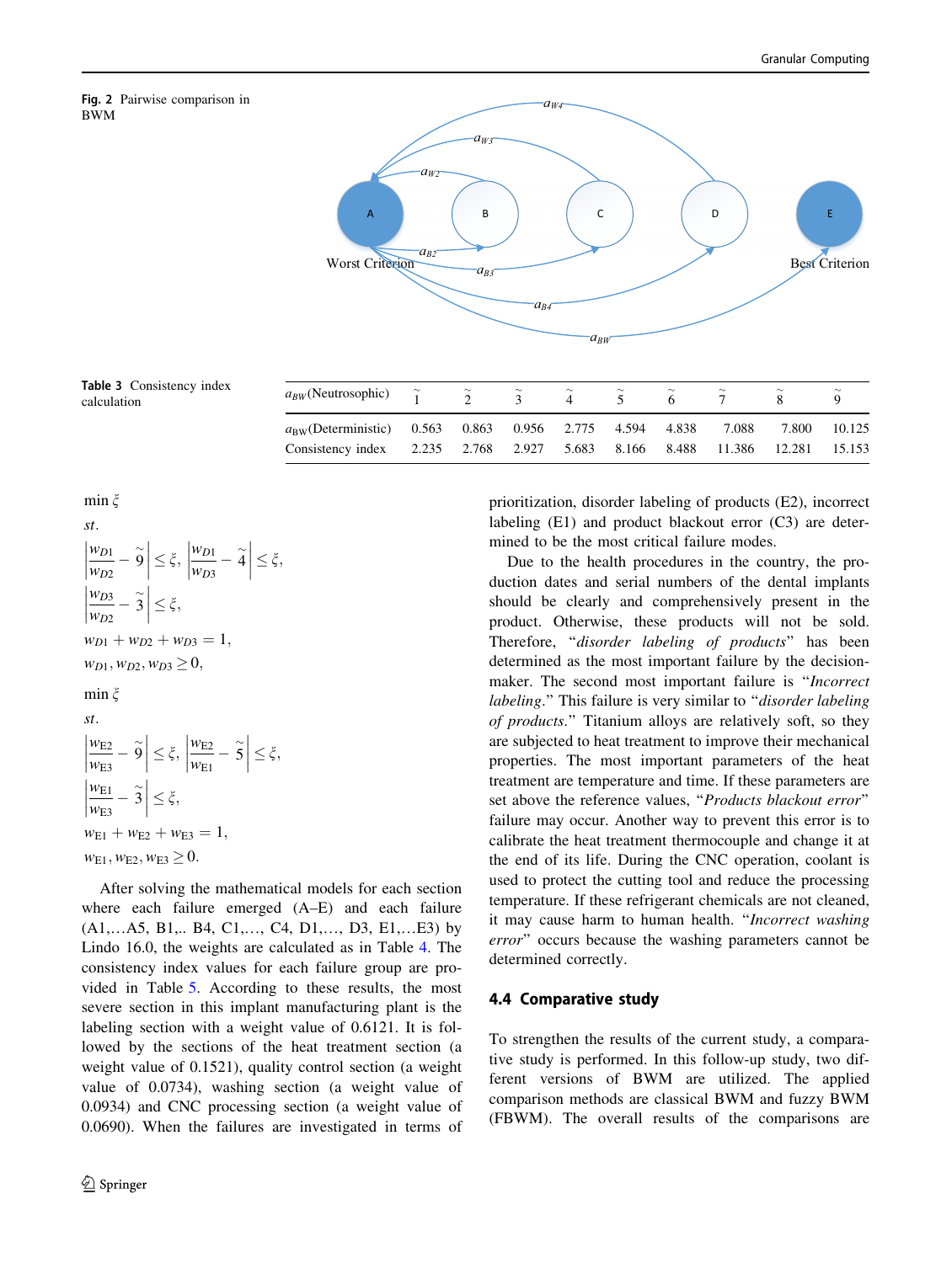**Fig. 2** Pairwise comparison in BWM

**Table 3** Consistency index calculation

| $a_{BW}$(Neutrosophic) | $\tilde{1}$ | $\tilde{2}$ | $\tilde{3}$ | $\tilde{4}$ | $\tilde{5}$ | $\tilde{6}$ | $\tilde{7}$ | $\tilde{8}$ | $\tilde{9}$ |
|---|---|---|---|---|---|---|---|---|---|
| $a_{BW}$(Deterministic) | 0.563 | 0.863 | 0.956 | 2.775 | 4.594 | 4.838 | 7.088 | 7.800 | 10.125 |
| Consistency index | 2.235 | 2.768 | 2.927 | 5.683 | 8.166 | 8.488 | 11.386 | 12.281 | 15.153 |

$$
\begin{aligned}
&\min \xi \\
&st. \\
&\left|\frac{w_{D1}}{w_{D2}} - \tilde{9}\right| \le \xi, \left|\frac{w_{D1}}{w_{D3}} - \tilde{4}\right| \le \xi, \\
&\left|\frac{w_{D3}}{w_{D2}} - \tilde{3}\right| \le \xi, \\
&w_{D1} + w_{D2} + w_{D3} = 1, \\
&w_{D1}, w_{D2}, w_{D3} \ge 0,
\end{aligned}
$$

$$
\begin{aligned}
&\min \xi \\
&st. \\
&\left|\frac{w_{E2}}{w_{E3}} - \tilde{9}\right| \le \xi, \left|\frac{w_{E2}}{w_{E1}} - \tilde{5}\right| \le \xi, \\
&\left|\frac{w_{E1}}{w_{E3}} - \tilde{3}\right| \le \xi, \\
&w_{E1} + w_{E2} + w_{E3} = 1, \\
&w_{E1}, w_{E2}, w_{E3} \ge 0.
\end{aligned}
$$

After solving the mathematical models for each section where each failure emerged (A–E) and each failure (A1,…A5, B1,.. B4, C1,…, C4, D1,…, D3, E1,…E3) by Lindo 16.0, the weights are calculated as in Table 4. The consistency index values for each failure group are provided in Table 5. According to these results, the most severe section in this implant manufacturing plant is the labeling section with a weight value of 0.6121. It is followed by the sections of the heat treatment section (a weight value of 0.1521), quality control section (a weight value of 0.0734), washing section (a weight value of 0.0934) and CNC processing section (a weight value of 0.0690). When the failures are investigated in terms of prioritization, disorder labeling of products (E2), incorrect labeling (E1) and product blackout error (C3) are determined to be the most critical failure modes.

Due to the health procedures in the country, the production dates and serial numbers of the dental implants should be clearly and comprehensively present in the product. Otherwise, these products will not be sold. Therefore, "*disorder labeling of products*" has been determined as the most important failure by the decision-maker. The second most important failure is "*Incorrect labeling*." This failure is very similar to "*disorder labeling of products*." Titanium alloys are relatively soft, so they are subjected to heat treatment to improve their mechanical properties. The most important parameters of the heat treatment are temperature and time. If these parameters are set above the reference values, "*Products blackout error*" failure may occur. Another way to prevent this error is to calibrate the heat treatment thermocouple and change it at the end of its life. During the CNC operation, coolant is used to protect the cutting tool and reduce the processing temperature. If these refrigerant chemicals are not cleaned, it may cause harm to human health. "*Incorrect washing error*" occurs because the washing parameters cannot be determined correctly.

### 4.4 Comparative study

To strengthen the results of the current study, a comparative study is performed. In this follow-up study, two different versions of BWM are utilized. The applied comparison methods are classical BWM and fuzzy BWM (FBWM). The overall results of the comparisons are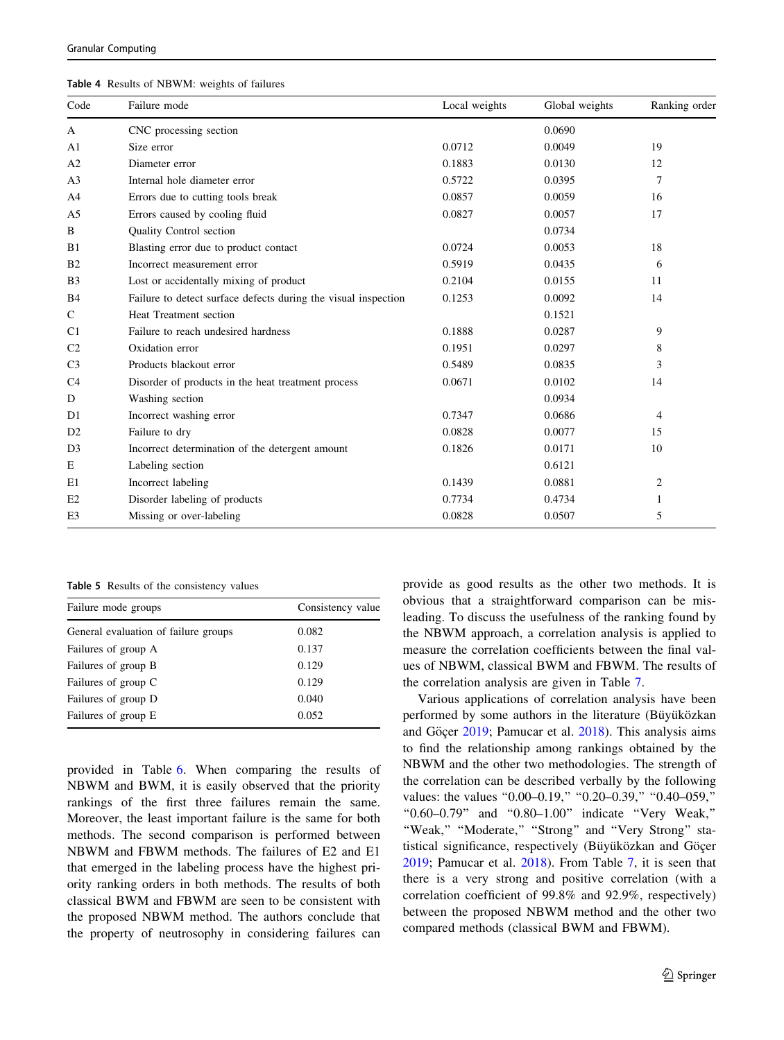Table 4 Results of NBWM: weights of failures

| Code | Failure mode | Local weights | Global weights | Ranking order |
|---|---|---|---|---|
| A | CNC processing section | | 0.0690 | |
| A1 | Size error | 0.0712 | 0.0049 | 19 |
| A2 | Diameter error | 0.1883 | 0.0130 | 12 |
| A3 | Internal hole diameter error | 0.5722 | 0.0395 | 7 |
| A4 | Errors due to cutting tools break | 0.0857 | 0.0059 | 16 |
| A5 | Errors caused by cooling fluid | 0.0827 | 0.0057 | 17 |
| B | Quality Control section | | 0.0734 | |
| B1 | Blasting error due to product contact | 0.0724 | 0.0053 | 18 |
| B2 | Incorrect measurement error | 0.5919 | 0.0435 | 6 |
| B3 | Lost or accidentally mixing of product | 0.2104 | 0.0155 | 11 |
| B4 | Failure to detect surface defects during the visual inspection | 0.1253 | 0.0092 | 14 |
| C | Heat Treatment section | | 0.1521 | |
| C1 | Failure to reach undesired hardness | 0.1888 | 0.0287 | 9 |
| C2 | Oxidation error | 0.1951 | 0.0297 | 8 |
| C3 | Products blackout error | 0.5489 | 0.0835 | 3 |
| C4 | Disorder of products in the heat treatment process | 0.0671 | 0.0102 | 14 |
| D | Washing section | | 0.0934 | |
| D1 | Incorrect washing error | 0.7347 | 0.0686 | 4 |
| D2 | Failure to dry | 0.0828 | 0.0077 | 15 |
| D3 | Incorrect determination of the detergent amount | 0.1826 | 0.0171 | 10 |
| E | Labeling section | | 0.6121 | |
| E1 | Incorrect labeling | 0.1439 | 0.0881 | 2 |
| E2 | Disorder labeling of products | 0.7734 | 0.4734 | 1 |
| E3 | Missing or over-labeling | 0.0828 | 0.0507 | 5 |

Table 5 Results of the consistency values

| Failure mode groups | Consistency value |
|---|---|
| General evaluation of failure groups | 0.082 |
| Failures of group A | 0.137 |
| Failures of group B | 0.129 |
| Failures of group C | 0.129 |
| Failures of group D | 0.040 |
| Failures of group E | 0.052 |

provided in Table 6. When comparing the results of NBWM and BWM, it is easily observed that the priority rankings of the first three failures remain the same. Moreover, the least important failure is the same for both methods. The second comparison is performed between NBWM and FBWM methods. The failures of E2 and E1 that emerged in the labeling process have the highest priority ranking orders in both methods. The results of both classical BWM and FBWM are seen to be consistent with the proposed NBWM method. The authors conclude that the property of neutrosophy in considering failures can provide as good results as the other two methods. It is obvious that a straightforward comparison can be misleading. To discuss the usefulness of the ranking found by the NBWM approach, a correlation analysis is applied to measure the correlation coefficients between the final values of NBWM, classical BWM and FBWM. The results of the correlation analysis are given in Table 7.

Various applications of correlation analysis have been performed by some authors in the literature (Büyüközkan and Göçer 2019; Pamucar et al. 2018). This analysis aims to find the relationship among rankings obtained by the NBWM and the other two methodologies. The strength of the correlation can be described verbally by the following values: the values "0.00–0.19," "0.20–0.39," "0.40–059," "0.60–0.79" and "0.80–1.00" indicate "Very Weak," "Weak," "Moderate," "Strong" and "Very Strong" statistical significance, respectively (Büyüközkan and Göçer 2019; Pamucar et al. 2018). From Table 7, it is seen that there is a very strong and positive correlation (with a correlation coefficient of 99.8% and 92.9%, respectively) between the proposed NBWM method and the other two compared methods (classical BWM and FBWM).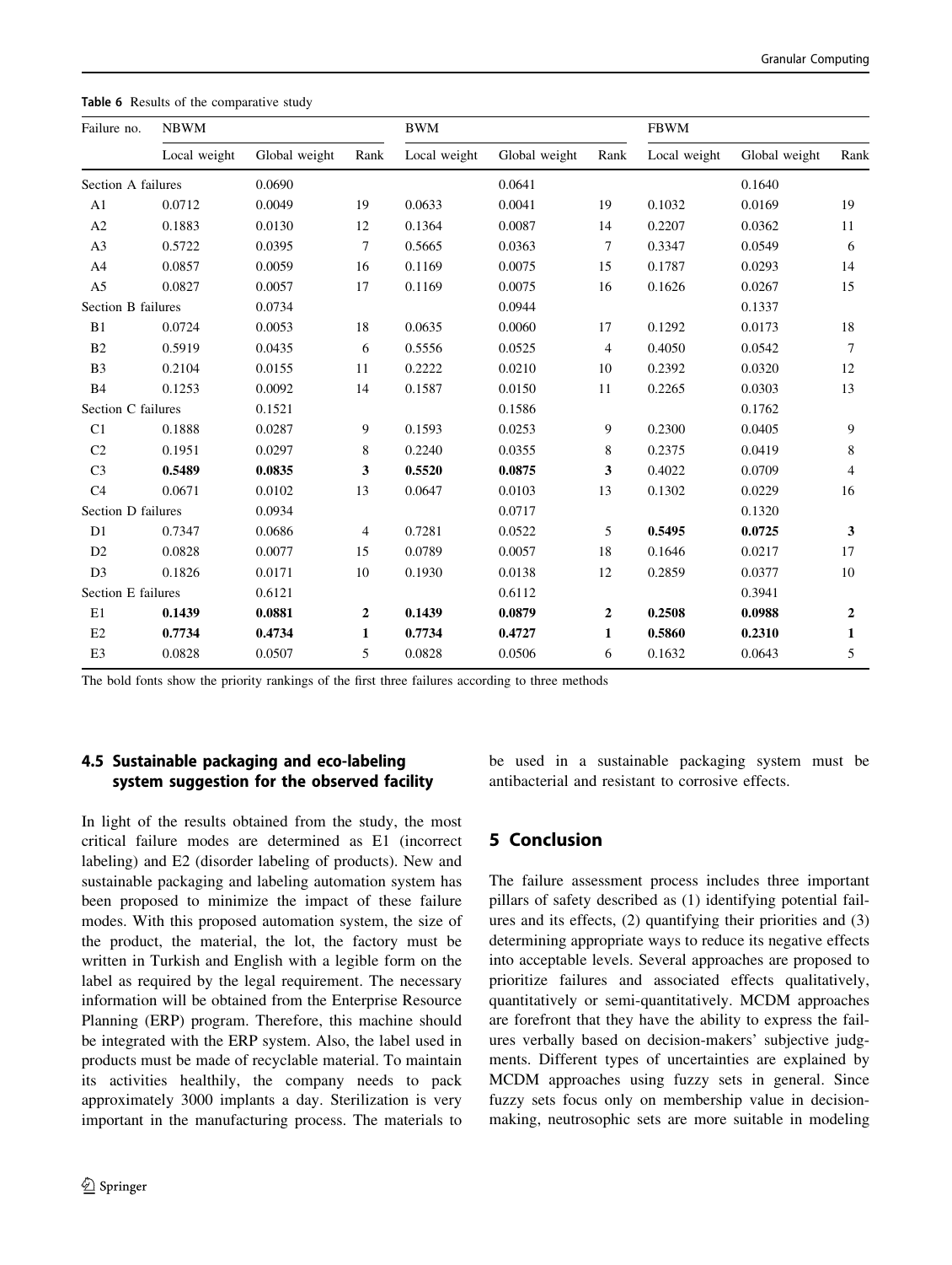**Table 6** Results of the comparative study

| Failure no. | NBWM | | | BWM | | | FBWM | | |
|---|---|---|---|---|---|---|---|---|---|
| | Local weight | Global weight | Rank | Local weight | Global weight | Rank | Local weight | Global weight | Rank |
| Section A failures | | 0.0690 | | | 0.0641 | | | 0.1640 | |
| A1 | 0.0712 | 0.0049 | 19 | 0.0633 | 0.0041 | 19 | 0.1032 | 0.0169 | 19 |
| A2 | 0.1883 | 0.0130 | 12 | 0.1364 | 0.0087 | 14 | 0.2207 | 0.0362 | 11 |
| A3 | 0.5722 | 0.0395 | 7 | 0.5665 | 0.0363 | 7 | 0.3347 | 0.0549 | 6 |
| A4 | 0.0857 | 0.0059 | 16 | 0.1169 | 0.0075 | 15 | 0.1787 | 0.0293 | 14 |
| A5 | 0.0827 | 0.0057 | 17 | 0.1169 | 0.0075 | 16 | 0.1626 | 0.0267 | 15 |
| Section B failures | | 0.0734 | | | 0.0944 | | | 0.1337 | |
| B1 | 0.0724 | 0.0053 | 18 | 0.0635 | 0.0060 | 17 | 0.1292 | 0.0173 | 18 |
| B2 | 0.5919 | 0.0435 | 6 | 0.5556 | 0.0525 | 4 | 0.4050 | 0.0542 | 7 |
| B3 | 0.2104 | 0.0155 | 11 | 0.2222 | 0.0210 | 10 | 0.2392 | 0.0320 | 12 |
| B4 | 0.1253 | 0.0092 | 14 | 0.1587 | 0.0150 | 11 | 0.2265 | 0.0303 | 13 |
| Section C failures | | 0.1521 | | | 0.1586 | | | 0.1762 | |
| C1 | 0.1888 | 0.0287 | 9 | 0.1593 | 0.0253 | 9 | 0.2300 | 0.0405 | 9 |
| C2 | 0.1951 | 0.0297 | 8 | 0.2240 | 0.0355 | 8 | 0.2375 | 0.0419 | 8 |
| C3 | **0.5489** | **0.0835** | **3** | **0.5520** | **0.0875** | **3** | 0.4022 | 0.0709 | 4 |
| C4 | 0.0671 | 0.0102 | 13 | 0.0647 | 0.0103 | 13 | 0.1302 | 0.0229 | 16 |
| Section D failures | | 0.0934 | | | 0.0717 | | | 0.1320 | |
| D1 | 0.7347 | 0.0686 | 4 | 0.7281 | 0.0522 | 5 | **0.5495** | **0.0725** | **3** |
| D2 | 0.0828 | 0.0077 | 15 | 0.0789 | 0.0057 | 18 | 0.1646 | 0.0217 | 17 |
| D3 | 0.1826 | 0.0171 | 10 | 0.1930 | 0.0138 | 12 | 0.2859 | 0.0377 | 10 |
| Section E failures | | 0.6121 | | | 0.6112 | | | 0.3941 | |
| E1 | **0.1439** | **0.0881** | **2** | **0.1439** | **0.0879** | **2** | **0.2508** | **0.0988** | **2** |
| E2 | **0.7734** | **0.4734** | **1** | **0.7734** | **0.4727** | **1** | **0.5860** | **0.2310** | **1** |
| E3 | 0.0828 | 0.0507 | 5 | 0.0828 | 0.0506 | 6 | 0.1632 | 0.0643 | 5 |

The bold fonts show the priority rankings of the first three failures according to three methods

### 4.5 Sustainable packaging and eco-labeling system suggestion for the observed facility

In light of the results obtained from the study, the most critical failure modes are determined as E1 (incorrect labeling) and E2 (disorder labeling of products). New and sustainable packaging and labeling automation system has been proposed to minimize the impact of these failure modes. With this proposed automation system, the size of the product, the material, the lot, the factory must be written in Turkish and English with a legible form on the label as required by the legal requirement. The necessary information will be obtained from the Enterprise Resource Planning (ERP) program. Therefore, this machine should be integrated with the ERP system. Also, the label used in products must be made of recyclable material. To maintain its activities healthily, the company needs to pack approximately 3000 implants a day. Sterilization is very important in the manufacturing process. The materials to be used in a sustainable packaging system must be antibacterial and resistant to corrosive effects.

## 5 Conclusion

The failure assessment process includes three important pillars of safety described as (1) identifying potential failures and its effects, (2) quantifying their priorities and (3) determining appropriate ways to reduce its negative effects into acceptable levels. Several approaches are proposed to prioritize failures and associated effects qualitatively, quantitatively or semi-quantitatively. MCDM approaches are forefront that they have the ability to express the failures verbally based on decision-makers' subjective judgments. Different types of uncertainties are explained by MCDM approaches using fuzzy sets in general. Since fuzzy sets focus only on membership value in decision-making, neutrosophic sets are more suitable in modeling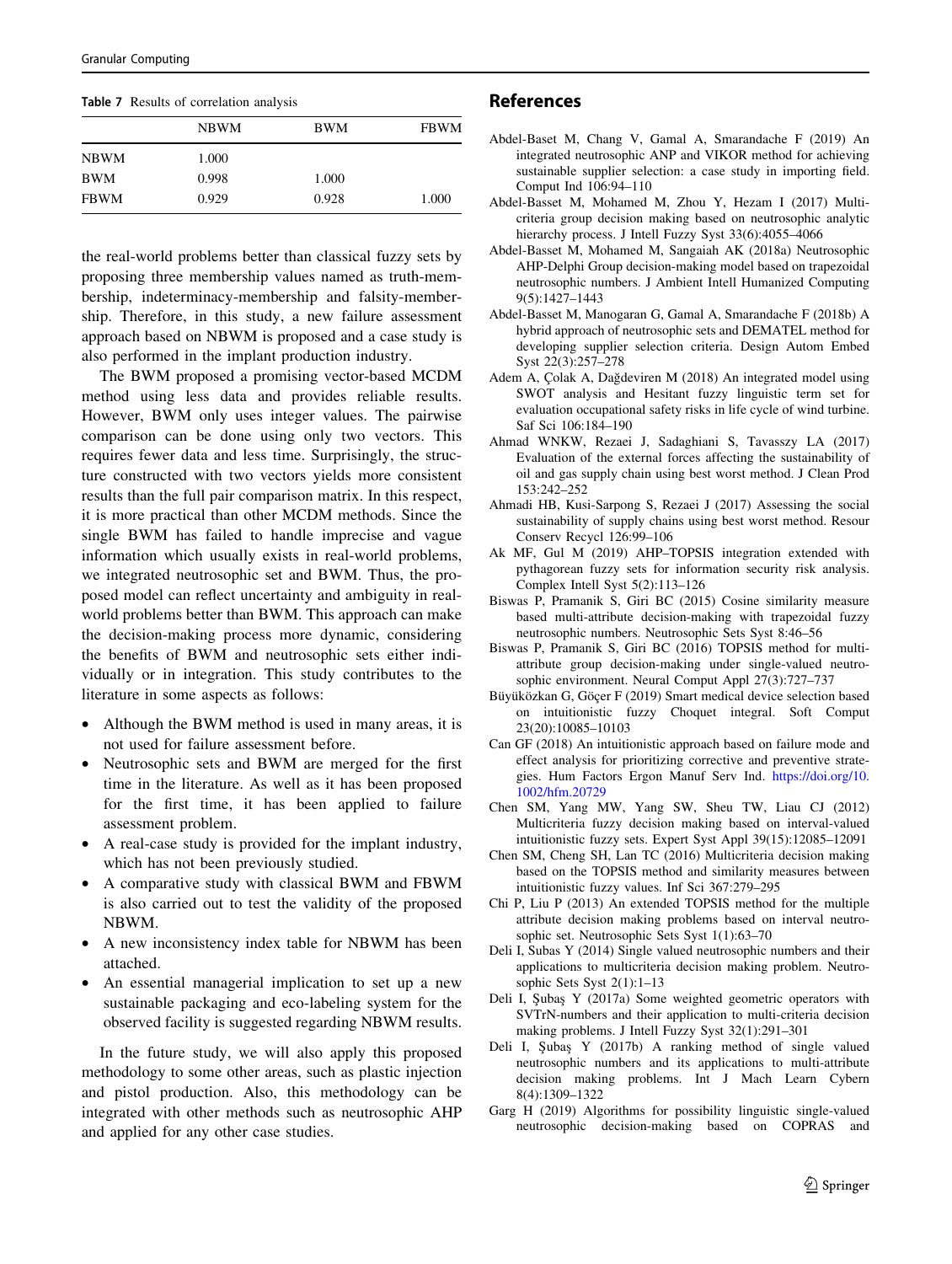Table 7 Results of correlation analysis

| | NBWM | BWM | FBWM |
|---|---|---|---|
| NBWM | 1.000 | | |
| BWM | 0.998 | 1.000 | |
| FBWM | 0.929 | 0.928 | 1.000 |

the real-world problems better than classical fuzzy sets by proposing three membership values named as truth-membership, indeterminacy-membership and falsity-membership. Therefore, in this study, a new failure assessment approach based on NBWM is proposed and a case study is also performed in the implant production industry.

The BWM proposed a promising vector-based MCDM method using less data and provides reliable results. However, BWM only uses integer values. The pairwise comparison can be done using only two vectors. This requires fewer data and less time. Surprisingly, the structure constructed with two vectors yields more consistent results than the full pair comparison matrix. In this respect, it is more practical than other MCDM methods. Since the single BWM has failed to handle imprecise and vague information which usually exists in real-world problems, we integrated neutrosophic set and BWM. Thus, the proposed model can reflect uncertainty and ambiguity in real-world problems better than BWM. This approach can make the decision-making process more dynamic, considering the benefits of BWM and neutrosophic sets either individually or in integration. This study contributes to the literature in some aspects as follows:

- Although the BWM method is used in many areas, it is not used for failure assessment before.
- Neutrosophic sets and BWM are merged for the first time in the literature. As well as it has been proposed for the first time, it has been applied to failure assessment problem.
- A real-case study is provided for the implant industry, which has not been previously studied.
- A comparative study with classical BWM and FBWM is also carried out to test the validity of the proposed NBWM.
- A new inconsistency index table for NBWM has been attached.
- An essential managerial implication to set up a new sustainable packaging and eco-labeling system for the observed facility is suggested regarding NBWM results.

In the future study, we will also apply this proposed methodology to some other areas, such as plastic injection and pistol production. Also, this methodology can be integrated with other methods such as neutrosophic AHP and applied for any other case studies.

## References

Abdel-Baset M, Chang V, Gamal A, Smarandache F (2019) An integrated neutrosophic ANP and VIKOR method for achieving sustainable supplier selection: a case study in importing field. Comput Ind 106:94–110

Abdel-Basset M, Mohamed M, Zhou Y, Hezam I (2017) Multi-criteria group decision making based on neutrosophic analytic hierarchy process. J Intell Fuzzy Syst 33(6):4055–4066

Abdel-Basset M, Mohamed M, Sangaiah AK (2018a) Neutrosophic AHP-Delphi Group decision-making model based on trapezoidal neutrosophic numbers. J Ambient Intell Humanized Computing 9(5):1427–1443

Abdel-Basset M, Manogaran G, Gamal A, Smarandache F (2018b) A hybrid approach of neutrosophic sets and DEMATEL method for developing supplier selection criteria. Design Autom Embed Syst 22(3):257–278

Adem A, Çolak A, Dağdeviren M (2018) An integrated model using SWOT analysis and Hesitant fuzzy linguistic term set for evaluation occupational safety risks in life cycle of wind turbine. Saf Sci 106:184–190

Ahmad WNKW, Rezaei J, Sadaghiani S, Tavasszy LA (2017) Evaluation of the external forces affecting the sustainability of oil and gas supply chain using best worst method. J Clean Prod 153:242–252

Ahmadi HB, Kusi-Sarpong S, Rezaei J (2017) Assessing the social sustainability of supply chains using best worst method. Resour Conserv Recycl 126:99–106

Ak MF, Gul M (2019) AHP–TOPSIS integration extended with pythagorean fuzzy sets for information security risk analysis. Complex Intell Syst 5(2):113–126

Biswas P, Pramanik S, Giri BC (2015) Cosine similarity measure based multi-attribute decision-making with trapezoidal fuzzy neutrosophic numbers. Neutrosophic Sets Syst 8:46–56

Biswas P, Pramanik S, Giri BC (2016) TOPSIS method for multi-attribute group decision-making under single-valued neutrosophic environment. Neural Comput Appl 27(3):727–737

Büyüközkan G, Göçer F (2019) Smart medical device selection based on intuitionistic fuzzy Choquet integral. Soft Comput 23(20):10085–10103

Can GF (2018) An intuitionistic approach based on failure mode and effect analysis for prioritizing corrective and preventive strategies. Hum Factors Ergon Manuf Serv Ind. https://doi.org/10.1002/hfm.20729

Chen SM, Yang MW, Yang SW, Sheu TW, Liau CJ (2012) Multicriteria fuzzy decision making based on interval-valued intuitionistic fuzzy sets. Expert Syst Appl 39(15):12085–12091

Chen SM, Cheng SH, Lan TC (2016) Multicriteria decision making based on the TOPSIS method and similarity measures between intuitionistic fuzzy values. Inf Sci 367:279–295

Chi P, Liu P (2013) An extended TOPSIS method for the multiple attribute decision making problems based on interval neutrosophic set. Neutrosophic Sets Syst 1(1):63–70

Deli I, Subas Y (2014) Single valued neutrosophic numbers and their applications to multicriteria decision making problem. Neutrosophic Sets Syst 2(1):1–13

Deli I, Şubaş Y (2017a) Some weighted geometric operators with SVTrN-numbers and their application to multi-criteria decision making problems. J Intell Fuzzy Syst 32(1):291–301

Deli I, Şubaş Y (2017b) A ranking method of single valued neutrosophic numbers and its applications to multi-attribute decision making problems. Int J Mach Learn Cybern 8(4):1309–1322

Garg H (2019) Algorithms for possibility linguistic single-valued neutrosophic decision-making based on COPRAS and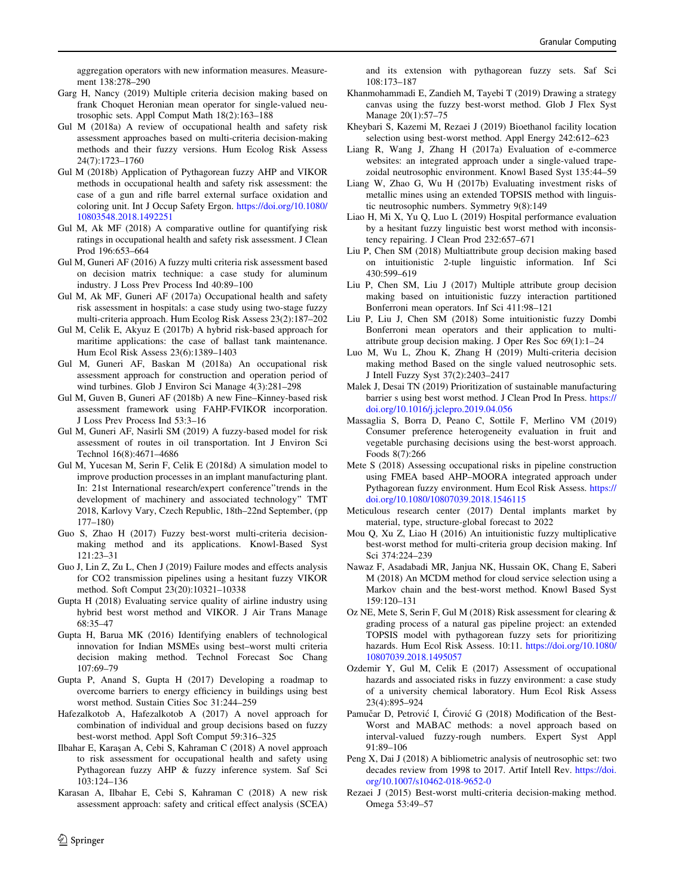aggregation operators with new information measures. Measurement 138:278–290

Garg H, Nancy (2019) Multiple criteria decision making based on frank Choquet Heronian mean operator for single-valued neutrosophic sets. Appl Comput Math 18(2):163–188

Gul M (2018a) A review of occupational health and safety risk assessment approaches based on multi-criteria decision-making methods and their fuzzy versions. Hum Ecolog Risk Assess 24(7):1723–1760

Gul M (2018b) Application of Pythagorean fuzzy AHP and VIKOR methods in occupational health and safety risk assessment: the case of a gun and rifle barrel external surface oxidation and coloring unit. Int J Occup Safety Ergon. https://doi.org/10.1080/10803548.2018.1492251

Gul M, Ak MF (2018) A comparative outline for quantifying risk ratings in occupational health and safety risk assessment. J Clean Prod 196:653–664

Gul M, Guneri AF (2016) A fuzzy multi criteria risk assessment based on decision matrix technique: a case study for aluminum industry. J Loss Prev Process Ind 40:89–100

Gul M, Ak MF, Guneri AF (2017a) Occupational health and safety risk assessment in hospitals: a case study using two-stage fuzzy multi-criteria approach. Hum Ecolog Risk Assess 23(2):187–202

Gul M, Celik E, Akyuz E (2017b) A hybrid risk-based approach for maritime applications: the case of ballast tank maintenance. Hum Ecol Risk Assess 23(6):1389–1403

Gul M, Guneri AF, Baskan M (2018a) An occupational risk assessment approach for construction and operation period of wind turbines. Glob J Environ Sci Manage 4(3):281–298

Gul M, Guven B, Guneri AF (2018b) A new Fine–Kinney-based risk assessment framework using FAHP-FVIKOR incorporation. J Loss Prev Process Ind 53:3–16

Gul M, Guneri AF, Nasirli SM (2019) A fuzzy-based model for risk assessment of routes in oil transportation. Int J Environ Sci Technol 16(8):4671–4686

Gul M, Yucesan M, Serin F, Celik E (2018d) A simulation model to improve production processes in an implant manufacturing plant. In: 21st International research/expert conference"trends in the development of machinery and associated technology" TMT 2018, Karlovy Vary, Czech Republic, 18th–22nd September, (pp 177–180)

Guo S, Zhao H (2017) Fuzzy best-worst multi-criteria decision-making method and its applications. Knowl-Based Syst 121:23–31

Guo J, Lin Z, Zu L, Chen J (2019) Failure modes and effects analysis for CO2 transmission pipelines using a hesitant fuzzy VIKOR method. Soft Comput 23(20):10321–10338

Gupta H (2018) Evaluating service quality of airline industry using hybrid best worst method and VIKOR. J Air Trans Manage 68:35–47

Gupta H, Barua MK (2016) Identifying enablers of technological innovation for Indian MSMEs using best–worst multi criteria decision making method. Technol Forecast Soc Chang 107:69–79

Gupta P, Anand S, Gupta H (2017) Developing a roadmap to overcome barriers to energy efficiency in buildings using best worst method. Sustain Cities Soc 31:244–259

Hafezalkotob A, Hafezalkotob A (2017) A novel approach for combination of individual and group decisions based on fuzzy best-worst method. Appl Soft Comput 59:316–325

Ilbahar E, Karaşan A, Cebi S, Kahraman C (2018) A novel approach to risk assessment for occupational health and safety using Pythagorean fuzzy AHP & fuzzy inference system. Saf Sci 103:124–136

Karasan A, Ilbahar E, Cebi S, Kahraman C (2018) A new risk assessment approach: safety and critical effect analysis (SCEA) and its extension with pythagorean fuzzy sets. Saf Sci 108:173–187

Khanmohammadi E, Zandieh M, Tayebi T (2019) Drawing a strategy canvas using the fuzzy best-worst method. Glob J Flex Syst Manage 20(1):57–75

Kheybari S, Kazemi M, Rezaei J (2019) Bioethanol facility location selection using best-worst method. Appl Energy 242:612–623

Liang R, Wang J, Zhang H (2017a) Evaluation of e-commerce websites: an integrated approach under a single-valued trapezoidal neutrosophic environment. Knowl Based Syst 135:44–59

Liang W, Zhao G, Wu H (2017b) Evaluating investment risks of metallic mines using an extended TOPSIS method with linguistic neutrosophic numbers. Symmetry 9(8):149

Liao H, Mi X, Yu Q, Luo L (2019) Hospital performance evaluation by a hesitant fuzzy linguistic best worst method with inconsistency repairing. J Clean Prod 232:657–671

Liu P, Chen SM (2018) Multiattribute group decision making based on intuitionistic 2-tuple linguistic information. Inf Sci 430:599–619

Liu P, Chen SM, Liu J (2017) Multiple attribute group decision making based on intuitionistic fuzzy interaction partitioned Bonferroni mean operators. Inf Sci 411:98–121

Liu P, Liu J, Chen SM (2018) Some intuitionistic fuzzy Dombi Bonferroni mean operators and their application to multi-attribute group decision making. J Oper Res Soc 69(1):1–24

Luo M, Wu L, Zhou K, Zhang H (2019) Multi-criteria decision making method Based on the single valued neutrosophic sets. J Intell Fuzzy Syst 37(2):2403–2417

Malek J, Desai TN (2019) Prioritization of sustainable manufacturing barrier s using best worst method. J Clean Prod In Press. https://doi.org/10.1016/j.jclepro.2019.04.056

Massaglia S, Borra D, Peano C, Sottile F, Merlino VM (2019) Consumer preference heterogeneity evaluation in fruit and vegetable purchasing decisions using the best-worst approach. Foods 8(7):266

Mete S (2018) Assessing occupational risks in pipeline construction using FMEA based AHP–MOORA integrated approach under Pythagorean fuzzy environment. Hum Ecol Risk Assess. https://doi.org/10.1080/10807039.2018.1546115

Meticulous research center (2017) Dental implants market by material, type, structure-global forecast to 2022

Mou Q, Xu Z, Liao H (2016) An intuitionistic fuzzy multiplicative best-worst method for multi-criteria group decision making. Inf Sci 374:224–239

Nawaz F, Asadabadi MR, Janjua NK, Hussain OK, Chang E, Saberi M (2018) An MCDM method for cloud service selection using a Markov chain and the best-worst method. Knowl Based Syst 159:120–131

Oz NE, Mete S, Serin F, Gul M (2018) Risk assessment for clearing & grading process of a natural gas pipeline project: an extended TOPSIS model with pythagorean fuzzy sets for prioritizing hazards. Hum Ecol Risk Assess. 10:11. https://doi.org/10.1080/10807039.2018.1495057

Ozdemir Y, Gul M, Celik E (2017) Assessment of occupational hazards and associated risks in fuzzy environment: a case study of a university chemical laboratory. Hum Ecol Risk Assess 23(4):895–924

Pamučar D, Petrović I, Ćirović G (2018) Modification of the Best-Worst and MABAC methods: a novel approach based on interval-valued fuzzy-rough numbers. Expert Syst Appl 91:89–106

Peng X, Dai J (2018) A bibliometric analysis of neutrosophic set: two decades review from 1998 to 2017. Artif Intell Rev. https://doi.org/10.1007/s10462-018-9652-0

Rezaei J (2015) Best-worst multi-criteria decision-making method. Omega 53:49–57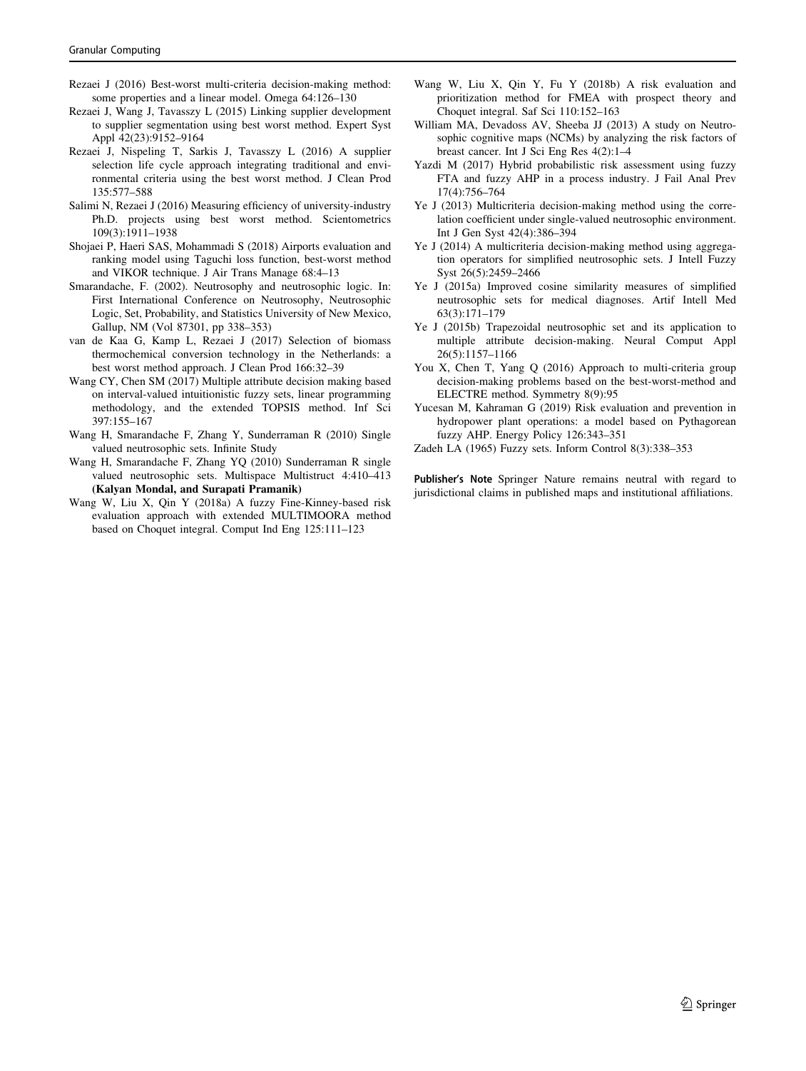Rezaei J (2016) Best-worst multi-criteria decision-making method: some properties and a linear model. Omega 64:126–130

Rezaei J, Wang J, Tavasszy L (2015) Linking supplier development to supplier segmentation using best worst method. Expert Syst Appl 42(23):9152–9164

Rezaei J, Nispeling T, Sarkis J, Tavasszy L (2016) A supplier selection life cycle approach integrating traditional and environmental criteria using the best worst method. J Clean Prod 135:577–588

Salimi N, Rezaei J (2016) Measuring efficiency of university-industry Ph.D. projects using best worst method. Scientometrics 109(3):1911–1938

Shojaei P, Haeri SAS, Mohammadi S (2018) Airports evaluation and ranking model using Taguchi loss function, best-worst method and VIKOR technique. J Air Trans Manage 68:4–13

Smarandache, F. (2002). Neutrosophy and neutrosophic logic. In: First International Conference on Neutrosophy, Neutrosophic Logic, Set, Probability, and Statistics University of New Mexico, Gallup, NM (Vol 87301, pp 338–353)

van de Kaa G, Kamp L, Rezaei J (2017) Selection of biomass thermochemical conversion technology in the Netherlands: a best worst method approach. J Clean Prod 166:32–39

Wang CY, Chen SM (2017) Multiple attribute decision making based on interval-valued intuitionistic fuzzy sets, linear programming methodology, and the extended TOPSIS method. Inf Sci 397:155–167

Wang H, Smarandache F, Zhang Y, Sunderraman R (2010) Single valued neutrosophic sets. Infinite Study

Wang H, Smarandache F, Zhang YQ (2010) Sunderraman R single valued neutrosophic sets. Multispace Multistruct 4:410–413 **(Kalyan Mondal, and Surapati Pramanik)**

Wang W, Liu X, Qin Y (2018a) A fuzzy Fine-Kinney-based risk evaluation approach with extended MULTIMOORA method based on Choquet integral. Comput Ind Eng 125:111–123

Wang W, Liu X, Qin Y, Fu Y (2018b) A risk evaluation and prioritization method for FMEA with prospect theory and Choquet integral. Saf Sci 110:152–163

William MA, Devadoss AV, Sheeba JJ (2013) A study on Neutrosophic cognitive maps (NCMs) by analyzing the risk factors of breast cancer. Int J Sci Eng Res 4(2):1–4

Yazdi M (2017) Hybrid probabilistic risk assessment using fuzzy FTA and fuzzy AHP in a process industry. J Fail Anal Prev 17(4):756–764

Ye J (2013) Multicriteria decision-making method using the correlation coefficient under single-valued neutrosophic environment. Int J Gen Syst 42(4):386–394

Ye J (2014) A multicriteria decision-making method using aggregation operators for simplified neutrosophic sets. J Intell Fuzzy Syst 26(5):2459–2466

Ye J (2015a) Improved cosine similarity measures of simplified neutrosophic sets for medical diagnoses. Artif Intell Med 63(3):171–179

Ye J (2015b) Trapezoidal neutrosophic set and its application to multiple attribute decision-making. Neural Comput Appl 26(5):1157–1166

You X, Chen T, Yang Q (2016) Approach to multi-criteria group decision-making problems based on the best-worst-method and ELECTRE method. Symmetry 8(9):95

Yucesan M, Kahraman G (2019) Risk evaluation and prevention in hydropower plant operations: a model based on Pythagorean fuzzy AHP. Energy Policy 126:343–351

Zadeh LA (1965) Fuzzy sets. Inform Control 8(3):338–353

**Publisher's Note** Springer Nature remains neutral with regard to jurisdictional claims in published maps and institutional affiliations.